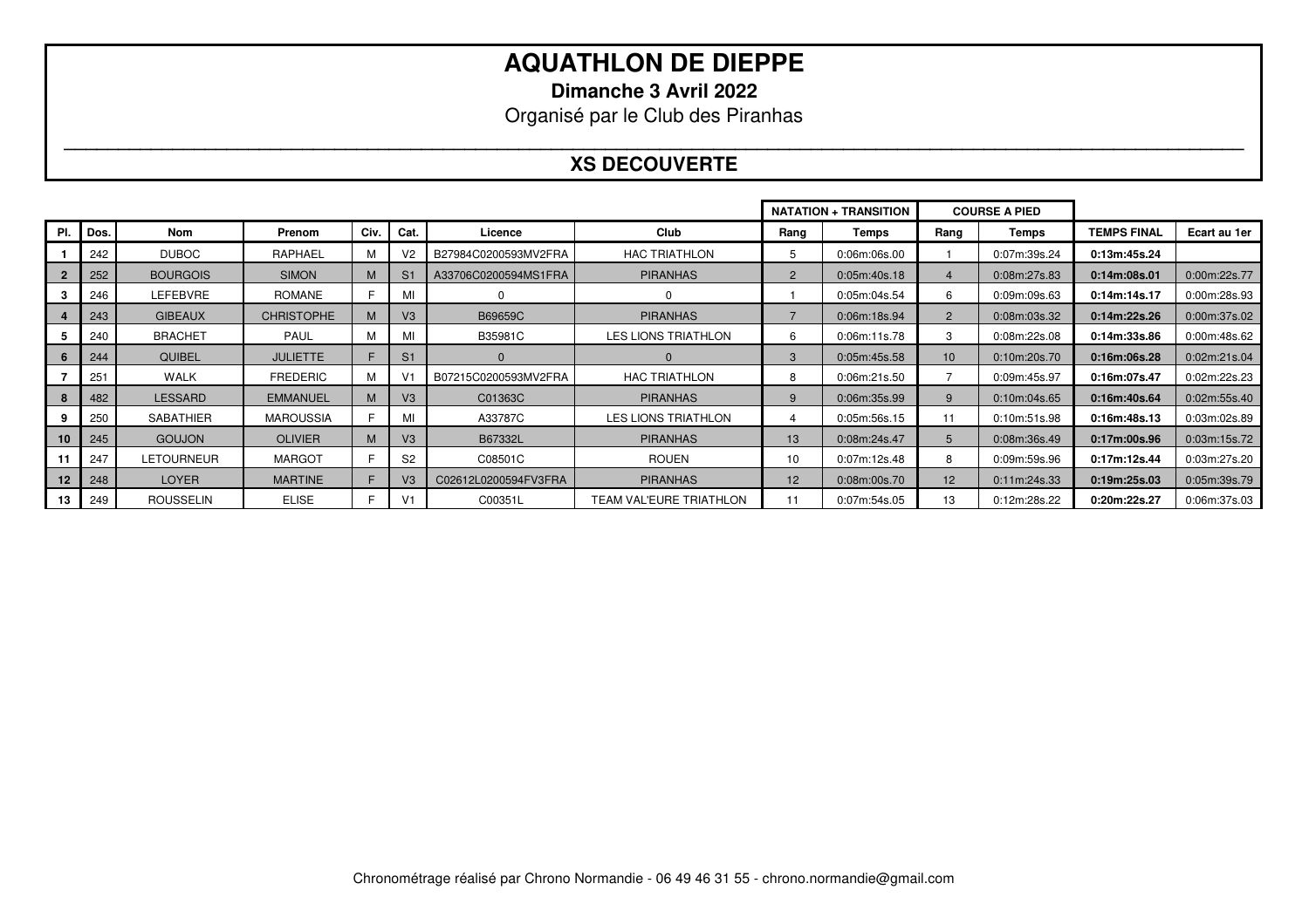# AQUATHLON DE DIEPPE

**Dimanche 3 Avril 2022**

Organisé par le Club des Piranhas

## XS DECOUVERTE

| | | | | | | | | NATATION + TRANSITION | | COURSE A PIED | | | |
|---|---|---|---|---|---|---|---|---|---|---|---|---|---|
| Pl. | Dos. | Nom | Prenom | Civ. | Cat. | Licence | Club | Rang | Temps | Rang | Temps | TEMPS FINAL | Ecart au 1er |
| 1 | 242 | DUBOC | RAPHAEL | M | V2 | B27984C0200593MV2FRA | HAC TRIATHLON | 5 | 0:06m:06s.00 | 1 | 0:07m:39s.24 | **0:13m:45s.24** | |
| 2 | 252 | BOURGOIS | SIMON | M | S1 | A33706C0200594MS1FRA | PIRANHAS | 2 | 0:05m:40s.18 | 4 | 0:08m:27s.83 | **0:14m:08s.01** | 0:00m:22s.77 |
| 3 | 246 | LEFEBVRE | ROMANE | F | MI | 0 | 0 | 1 | 0:05m:04s.54 | 6 | 0:09m:09s.63 | **0:14m:14s.17** | 0:00m:28s.93 |
| 4 | 243 | GIBEAUX | CHRISTOPHE | M | V3 | B69659C | PIRANHAS | 7 | 0:06m:18s.94 | 2 | 0:08m:03s.32 | **0:14m:22s.26** | 0:00m:37s.02 |
| 5 | 240 | BRACHET | PAUL | M | MI | B35981C | LES LIONS TRIATHLON | 6 | 0:06m:11s.78 | 3 | 0:08m:22s.08 | **0:14m:33s.86** | 0:00m:48s.62 |
| 6 | 244 | QUIBEL | JULIETTE | F | S1 | 0 | 0 | 3 | 0:05m:45s.58 | 10 | 0:10m:20s.70 | **0:16m:06s.28** | 0:02m:21s.04 |
| 7 | 251 | WALK | FREDERIC | M | V1 | B07215C0200593MV2FRA | HAC TRIATHLON | 8 | 0:06m:21s.50 | 7 | 0:09m:45s.97 | **0:16m:07s.47** | 0:02m:22s.23 |
| 8 | 482 | LESSARD | EMMANUEL | M | V3 | C01363C | PIRANHAS | 9 | 0:06m:35s.99 | 9 | 0:10m:04s.65 | **0:16m:40s.64** | 0:02m:55s.40 |
| 9 | 250 | SABATHIER | MAROUSSIA | F | MI | A33787C | LES LIONS TRIATHLON | 4 | 0:05m:56s.15 | 11 | 0:10m:51s.98 | **0:16m:48s.13** | 0:03m:02s.89 |
| 10 | 245 | GOUJON | OLIVIER | M | V3 | B67332L | PIRANHAS | 13 | 0:08m:24s.47 | 5 | 0:08m:36s.49 | **0:17m:00s.96** | 0:03m:15s.72 |
| 11 | 247 | LETOURNEUR | MARGOT | F | S2 | C08501C | ROUEN | 10 | 0:07m:12s.48 | 8 | 0:09m:59s.96 | **0:17m:12s.44** | 0:03m:27s.20 |
| 12 | 248 | LOYER | MARTINE | F | V3 | C02612L0200594FV3FRA | PIRANHAS | 12 | 0:08m:00s.70 | 12 | 0:11m:24s.33 | **0:19m:25s.03** | 0:05m:39s.79 |
| 13 | 249 | ROUSSELIN | ELISE | F | V1 | C00351L | TEAM VAL'EURE TRIATHLON | 11 | 0:07m:54s.05 | 13 | 0:12m:28s.22 | **0:20m:22s.27** | 0:06m:37s.03 |

Chronométrage réalisé par Chrono Normandie - 06 49 46 31 55 - chrono.normandie@gmail.com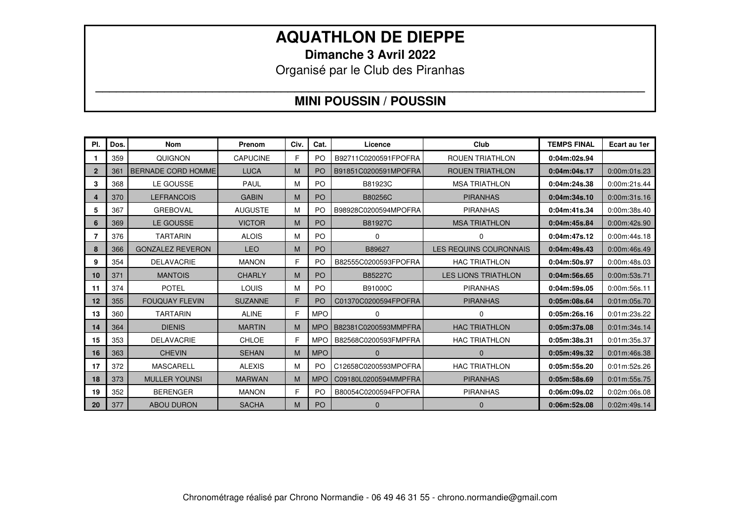# AQUATHLON DE DIEPPE

**Dimanche 3 Avril 2022**

Organisé par le Club des Piranhas

## MINI POUSSIN / POUSSIN

| Pl. | Dos. | Nom | Prenom | Civ. | Cat. | Licence | Club | TEMPS FINAL | Ecart au 1er |
|---|---|---|---|---|---|---|---|---|---|
| 1 | 359 | QUIGNON | CAPUCINE | F | PO | B92711C0200591FPOFRA | ROUEN TRIATHLON | **0:04m:02s.94** | |
| 2 | 361 | BERNADE CORD HOMME | LUCA | M | PO | B91851C0200591MPOFRA | ROUEN TRIATHLON | **0:04m:04s.17** | 0:00m:01s.23 |
| 3 | 368 | LE GOUSSE | PAUL | M | PO | B81923C | MSA TRIATHLON | **0:04m:24s.38** | 0:00m:21s.44 |
| 4 | 370 | LEFRANCOIS | GABIN | M | PO | B80256C | PIRANHAS | **0:04m:34s.10** | 0:00m:31s.16 |
| 5 | 367 | GREBOVAL | AUGUSTE | M | PO | B98928C0200594MPOFRA | PIRANHAS | **0:04m:41s.34** | 0:00m:38s.40 |
| 6 | 369 | LE GOUSSE | VICTOR | M | PO | B81927C | MSA TRIATHLON | **0:04m:45s.84** | 0:00m:42s.90 |
| 7 | 376 | TARTARIN | ALOIS | M | PO | 0 | 0 | **0:04m:47s.12** | 0:00m:44s.18 |
| 8 | 366 | GONZALEZ REVERON | LEO | M | PO | B89627 | LES REQUINS COURONNAIS | **0:04m:49s.43** | 0:00m:46s.49 |
| 9 | 354 | DELAVACRIE | MANON | F | PO | B82555C0200593FPOFRA | HAC TRIATHLON | **0:04m:50s.97** | 0:00m:48s.03 |
| 10 | 371 | MANTOIS | CHARLY | M | PO | B85227C | LES LIONS TRIATHLON | **0:04m:56s.65** | 0:00m:53s.71 |
| 11 | 374 | POTEL | LOUIS | M | PO | B91000C | PIRANHAS | **0:04m:59s.05** | 0:00m:56s.11 |
| 12 | 355 | FOUQUAY FLEVIN | SUZANNE | F | PO | C01370C0200594FPOFRA | PIRANHAS | **0:05m:08s.64** | 0:01m:05s.70 |
| 13 | 360 | TARTARIN | ALINE | F | MPO | 0 | 0 | **0:05m:26s.16** | 0:01m:23s.22 |
| 14 | 364 | DIENIS | MARTIN | M | MPO | B82381C0200593MMPFRA | HAC TRIATHLON | **0:05m:37s.08** | 0:01m:34s.14 |
| 15 | 353 | DELAVACRIE | CHLOE | F | MPO | B82568C0200593FMPFRA | HAC TRIATHLON | **0:05m:38s.31** | 0:01m:35s.37 |
| 16 | 363 | CHEVIN | SEHAN | M | MPO | 0 | 0 | **0:05m:49s.32** | 0:01m:46s.38 |
| 17 | 372 | MASCARELL | ALEXIS | M | PO | C12658C0200593MPOFRA | HAC TRIATHLON | **0:05m:55s.20** | 0:01m:52s.26 |
| 18 | 373 | MULLER YOUNSI | MARWAN | M | MPO | C09180L0200594MMPFRA | PIRANHAS | **0:05m:58s.69** | 0:01m:55s.75 |
| 19 | 352 | BERENGER | MANON | F | PO | B80054C0200594FPOFRA | PIRANHAS | **0:06m:09s.02** | 0:02m:06s.08 |
| 20 | 377 | ABOU DURON | SACHA | M | PO | 0 | 0 | **0:06m:52s.08** | 0:02m:49s.14 |

Chronométrage réalisé par Chrono Normandie - 06 49 46 31 55 - chrono.normandie@gmail.com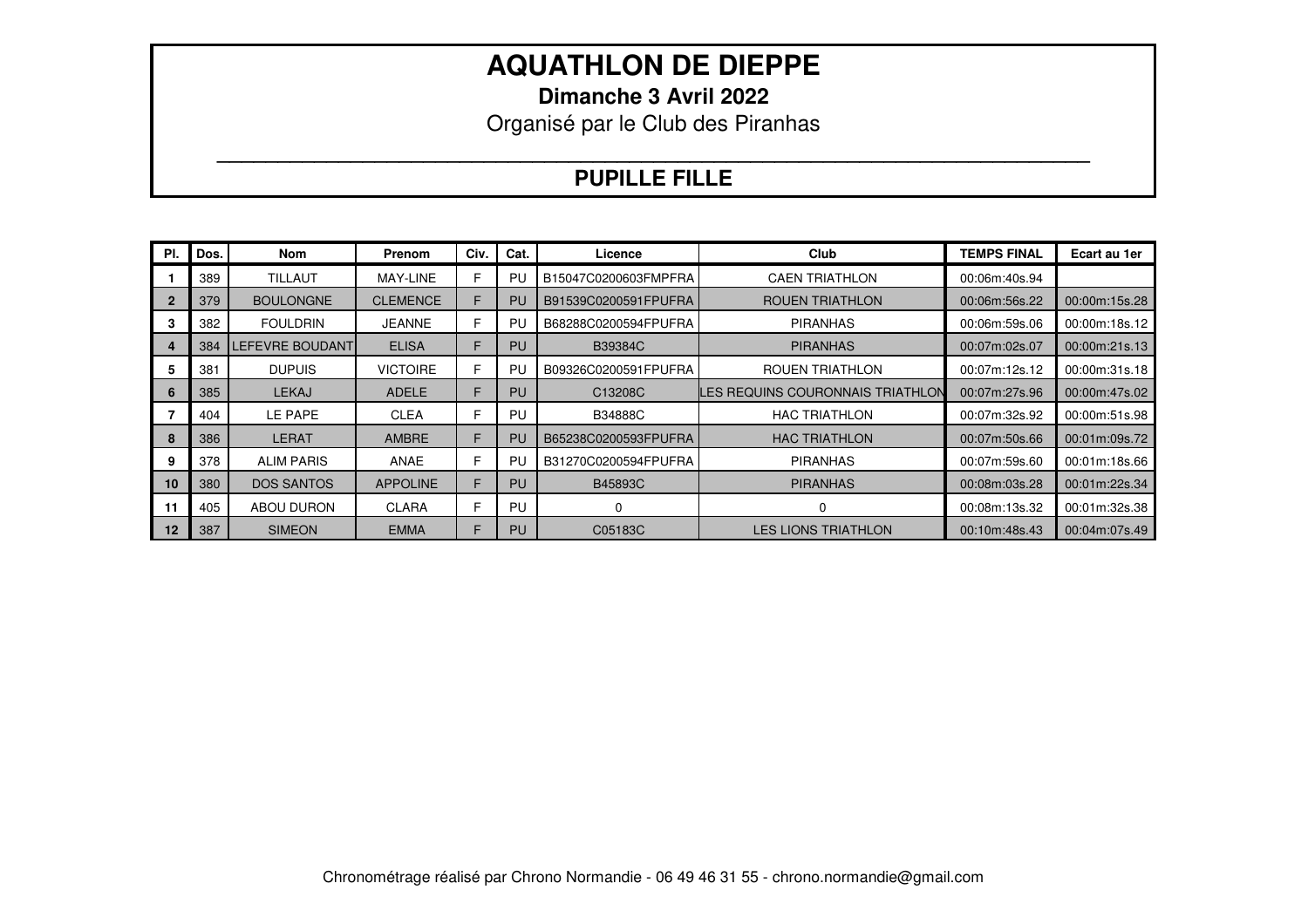# AQUATHLON DE DIEPPE

**Dimanche 3 Avril 2022**

Organisé par le Club des Piranhas

## PUPILLE FILLE

| Pl. | Dos. | Nom | Prenom | Civ. | Cat. | Licence | Club | TEMPS FINAL | Ecart au 1er |
|---|---|---|---|---|---|---|---|---|---|
| 1 | 389 | TILLAUT | MAY-LINE | F | PU | B15047C0200603FMPFRA | CAEN TRIATHLON | 00:06m:40s.94 | |
| 2 | 379 | BOULONGNE | CLEMENCE | F | PU | B91539C0200591FPUFRA | ROUEN TRIATHLON | 00:06m:56s.22 | 00:00m:15s.28 |
| 3 | 382 | FOULDRIN | JEANNE | F | PU | B68288C0200594FPUFRA | PIRANHAS | 00:06m:59s.06 | 00:00m:18s.12 |
| 4 | 384 | LEFEVRE BOUDANT | ELISA | F | PU | B39384C | PIRANHAS | 00:07m:02s.07 | 00:00m:21s.13 |
| 5 | 381 | DUPUIS | VICTOIRE | F | PU | B09326C0200591FPUFRA | ROUEN TRIATHLON | 00:07m:12s.12 | 00:00m:31s.18 |
| 6 | 385 | LEKAJ | ADELE | F | PU | C13208C | LES REQUINS COURONNAIS TRIATHLON | 00:07m:27s.96 | 00:00m:47s.02 |
| 7 | 404 | LE PAPE | CLEA | F | PU | B34888C | HAC TRIATHLON | 00:07m:32s.92 | 00:00m:51s.98 |
| 8 | 386 | LERAT | AMBRE | F | PU | B65238C0200593FPUFRA | HAC TRIATHLON | 00:07m:50s.66 | 00:01m:09s.72 |
| 9 | 378 | ALIM PARIS | ANAE | F | PU | B31270C0200594FPUFRA | PIRANHAS | 00:07m:59s.60 | 00:01m:18s.66 |
| 10 | 380 | DOS SANTOS | APPOLINE | F | PU | B45893C | PIRANHAS | 00:08m:03s.28 | 00:01m:22s.34 |
| 11 | 405 | ABOU DURON | CLARA | F | PU | 0 | 0 | 00:08m:13s.32 | 00:01m:32s.38 |
| 12 | 387 | SIMEON | EMMA | F | PU | C05183C | LES LIONS TRIATHLON | 00:10m:48s.43 | 00:04m:07s.49 |

Chronométrage réalisé par Chrono Normandie - 06 49 46 31 55 - chrono.normandie@gmail.com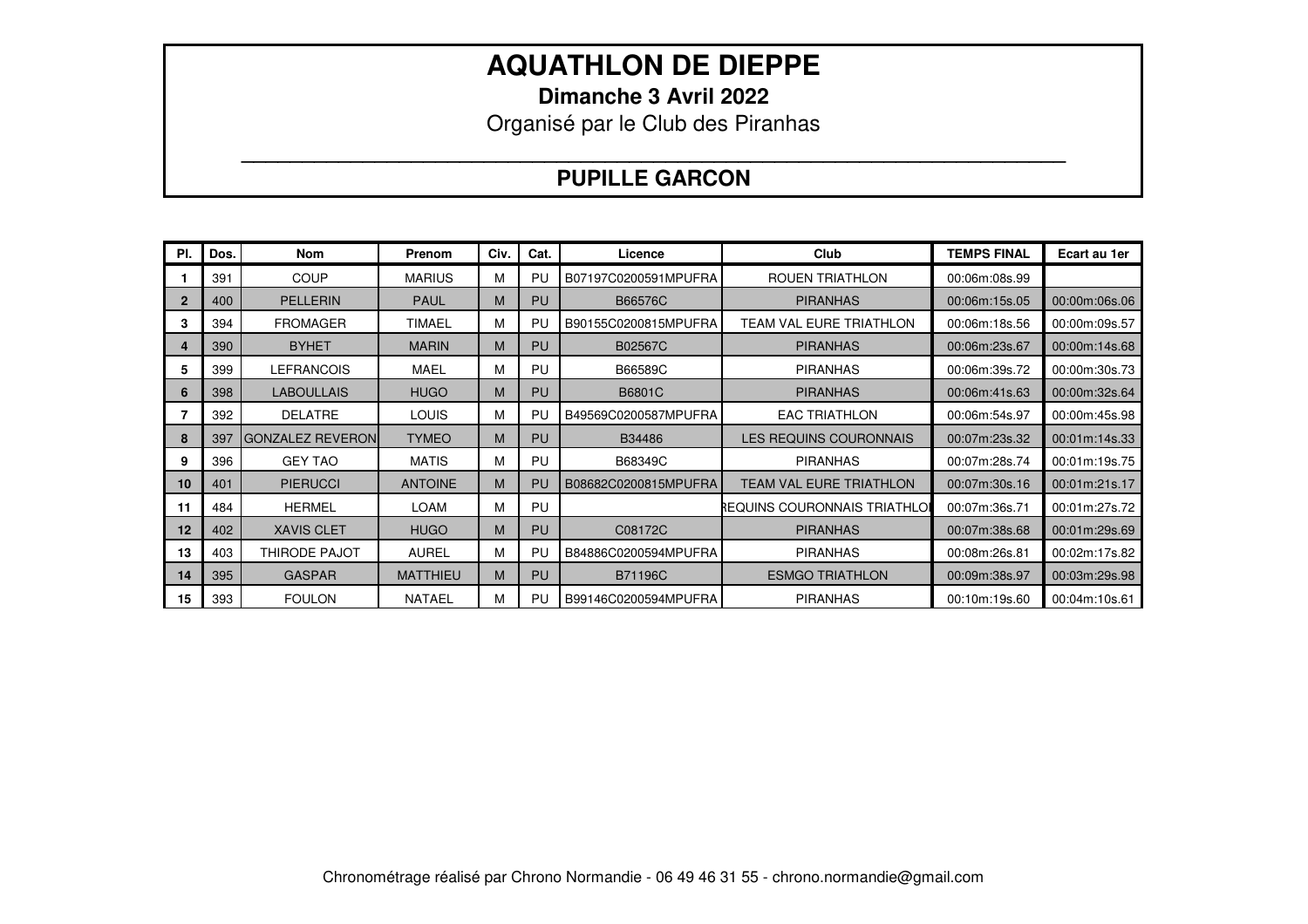# AQUATHLON DE DIEPPE

**Dimanche 3 Avril 2022**

Organisé par le Club des Piranhas

## PUPILLE GARCON

| Pl. | Dos. | Nom | Prenom | Civ. | Cat. | Licence | Club | TEMPS FINAL | Ecart au 1er |
|---|---|---|---|---|---|---|---|---|---|
| 1 | 391 | COUP | MARIUS | M | PU | B07197C0200591MPUFRA | ROUEN TRIATHLON | 00:06m:08s.99 | |
| 2 | 400 | PELLERIN | PAUL | M | PU | B66576C | PIRANHAS | 00:06m:15s.05 | 00:00m:06s.06 |
| 3 | 394 | FROMAGER | TIMAEL | M | PU | B90155C0200815MPUFRA | TEAM VAL EURE TRIATHLON | 00:06m:18s.56 | 00:00m:09s.57 |
| 4 | 390 | BYHET | MARIN | M | PU | B02567C | PIRANHAS | 00:06m:23s.67 | 00:00m:14s.68 |
| 5 | 399 | LEFRANCOIS | MAEL | M | PU | B66589C | PIRANHAS | 00:06m:39s.72 | 00:00m:30s.73 |
| 6 | 398 | LABOULLAIS | HUGO | M | PU | B6801C | PIRANHAS | 00:06m:41s.63 | 00:00m:32s.64 |
| 7 | 392 | DELATRE | LOUIS | M | PU | B49569C0200587MPUFRA | EAC TRIATHLON | 00:06m:54s.97 | 00:00m:45s.98 |
| 8 | 397 | GONZALEZ REVERON | TYMEO | M | PU | B34486 | LES REQUINS COURONNAIS | 00:07m:23s.32 | 00:01m:14s.33 |
| 9 | 396 | GEY TAO | MATIS | M | PU | B68349C | PIRANHAS | 00:07m:28s.74 | 00:01m:19s.75 |
| 10 | 401 | PIERUCCI | ANTOINE | M | PU | B08682C0200815MPUFRA | TEAM VAL EURE TRIATHLON | 00:07m:30s.16 | 00:01m:21s.17 |
| 11 | 484 | HERMEL | LOAM | M | PU | | REQUINS COURONNAIS TRIATHLON | 00:07m:36s.71 | 00:01m:27s.72 |
| 12 | 402 | XAVIS CLET | HUGO | M | PU | C08172C | PIRANHAS | 00:07m:38s.68 | 00:01m:29s.69 |
| 13 | 403 | THIRODE PAJOT | AUREL | M | PU | B84886C0200594MPUFRA | PIRANHAS | 00:08m:26s.81 | 00:02m:17s.82 |
| 14 | 395 | GASPAR | MATTHIEU | M | PU | B71196C | ESMGO TRIATHLON | 00:09m:38s.97 | 00:03m:29s.98 |
| 15 | 393 | FOULON | NATAEL | M | PU | B99146C0200594MPUFRA | PIRANHAS | 00:10m:19s.60 | 00:04m:10s.61 |

Chronométrage réalisé par Chrono Normandie - 06 49 46 31 55 - chrono.normandie@gmail.com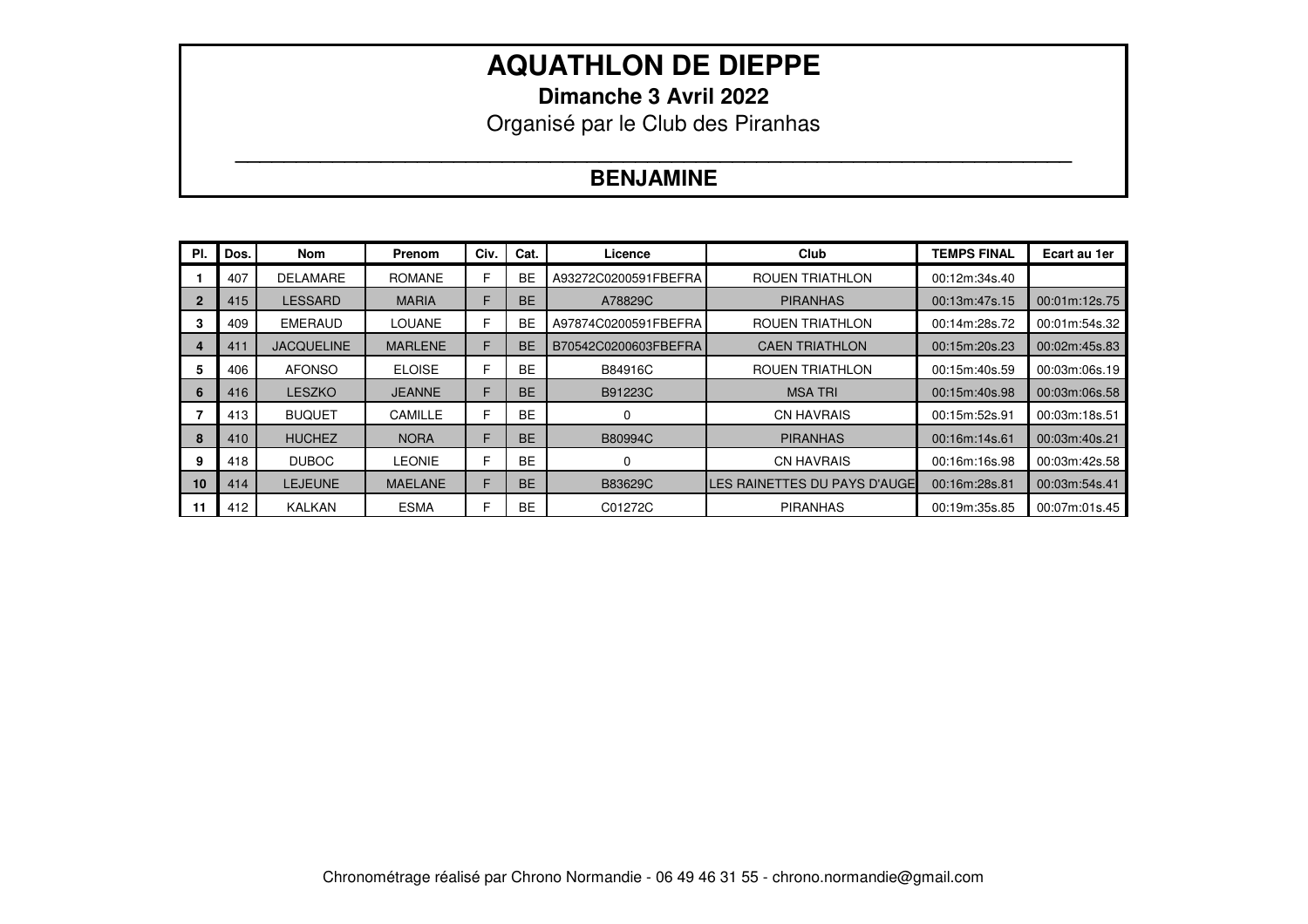# AQUATHLON DE DIEPPE

**Dimanche 3 Avril 2022**

Organisé par le Club des Piranhas

## BENJAMINE

| Pl. | Dos. | Nom | Prenom | Civ. | Cat. | Licence | Club | TEMPS FINAL | Ecart au 1er |
|---|---|---|---|---|---|---|---|---|---|
| 1 | 407 | DELAMARE | ROMANE | F | BE | A93272C0200591FBEFRA | ROUEN TRIATHLON | 00:12m:34s.40 | |
| 2 | 415 | LESSARD | MARIA | F | BE | A78829C | PIRANHAS | 00:13m:47s.15 | 00:01m:12s.75 |
| 3 | 409 | EMERAUD | LOUANE | F | BE | A97874C0200591FBEFRA | ROUEN TRIATHLON | 00:14m:28s.72 | 00:01m:54s.32 |
| 4 | 411 | JACQUELINE | MARLENE | F | BE | B70542C0200603FBEFRA | CAEN TRIATHLON | 00:15m:20s.23 | 00:02m:45s.83 |
| 5 | 406 | AFONSO | ELOISE | F | BE | B84916C | ROUEN TRIATHLON | 00:15m:40s.59 | 00:03m:06s.19 |
| 6 | 416 | LESZKO | JEANNE | F | BE | B91223C | MSA TRI | 00:15m:40s.98 | 00:03m:06s.58 |
| 7 | 413 | BUQUET | CAMILLE | F | BE | 0 | CN HAVRAIS | 00:15m:52s.91 | 00:03m:18s.51 |
| 8 | 410 | HUCHEZ | NORA | F | BE | B80994C | PIRANHAS | 00:16m:14s.61 | 00:03m:40s.21 |
| 9 | 418 | DUBOC | LEONIE | F | BE | 0 | CN HAVRAIS | 00:16m:16s.98 | 00:03m:42s.58 |
| 10 | 414 | LEJEUNE | MAELANE | F | BE | B83629C | LES RAINETTES DU PAYS D'AUGE | 00:16m:28s.81 | 00:03m:54s.41 |
| 11 | 412 | KALKAN | ESMA | F | BE | C01272C | PIRANHAS | 00:19m:35s.85 | 00:07m:01s.45 |

Chronométrage réalisé par Chrono Normandie - 06 49 46 31 55 - chrono.normandie@gmail.com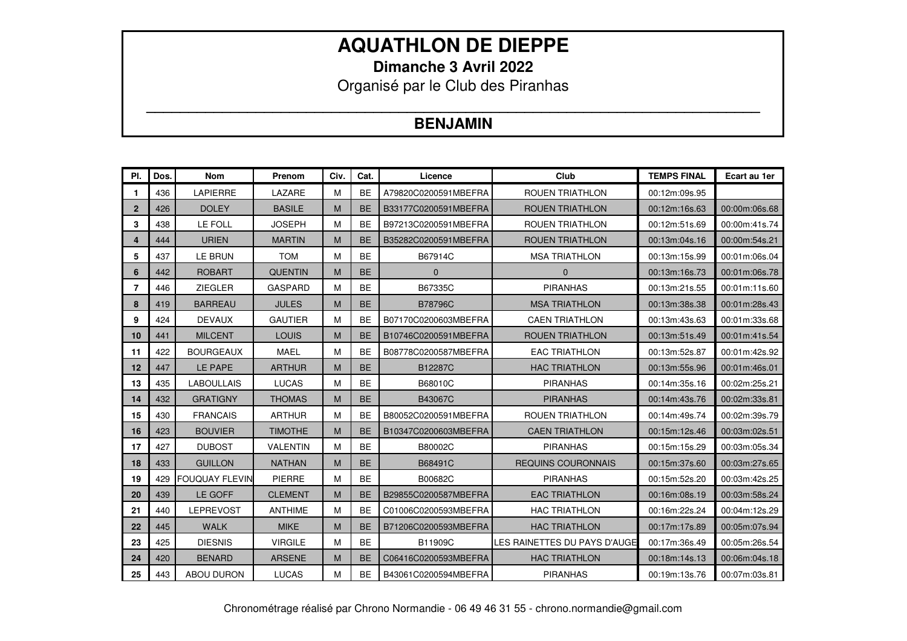# AQUATHLON DE DIEPPE

**Dimanche 3 Avril 2022**

Organisé par le Club des Piranhas

## BENJAMIN

| Pl. | Dos. | Nom | Prenom | Civ. | Cat. | Licence | Club | TEMPS FINAL | Ecart au 1er |
|---|---|---|---|---|---|---|---|---|---|
| 1 | 436 | LAPIERRE | LAZARE | M | BE | A79820C0200591MBEFRA | ROUEN TRIATHLON | 00:12m:09s.95 | |
| 2 | 426 | DOLEY | BASILE | M | BE | B33177C0200591MBEFRA | ROUEN TRIATHLON | 00:12m:16s.63 | 00:00m:06s.68 |
| 3 | 438 | LE FOLL | JOSEPH | M | BE | B97213C0200591MBEFRA | ROUEN TRIATHLON | 00:12m:51s.69 | 00:00m:41s.74 |
| 4 | 444 | URIEN | MARTIN | M | BE | B35282C0200591MBEFRA | ROUEN TRIATHLON | 00:13m:04s.16 | 00:00m:54s.21 |
| 5 | 437 | LE BRUN | TOM | M | BE | B67914C | MSA TRIATHLON | 00:13m:15s.99 | 00:01m:06s.04 |
| 6 | 442 | ROBART | QUENTIN | M | BE | 0 | 0 | 00:13m:16s.73 | 00:01m:06s.78 |
| 7 | 446 | ZIEGLER | GASPARD | M | BE | B67335C | PIRANHAS | 00:13m:21s.55 | 00:01m:11s.60 |
| 8 | 419 | BARREAU | JULES | M | BE | B78796C | MSA TRIATHLON | 00:13m:38s.38 | 00:01m:28s.43 |
| 9 | 424 | DEVAUX | GAUTIER | M | BE | B07170C0200603MBEFRA | CAEN TRIATHLON | 00:13m:43s.63 | 00:01m:33s.68 |
| 10 | 441 | MILCENT | LOUIS | M | BE | B10746C0200591MBEFRA | ROUEN TRIATHLON | 00:13m:51s.49 | 00:01m:41s.54 |
| 11 | 422 | BOURGEAUX | MAEL | M | BE | B08778C0200587MBEFRA | EAC TRIATHLON | 00:13m:52s.87 | 00:01m:42s.92 |
| 12 | 447 | LE PAPE | ARTHUR | M | BE | B12287C | HAC TRIATHLON | 00:13m:55s.96 | 00:01m:46s.01 |
| 13 | 435 | LABOULLAIS | LUCAS | M | BE | B68010C | PIRANHAS | 00:14m:35s.16 | 00:02m:25s.21 |
| 14 | 432 | GRATIGNY | THOMAS | M | BE | B43067C | PIRANHAS | 00:14m:43s.76 | 00:02m:33s.81 |
| 15 | 430 | FRANCAIS | ARTHUR | M | BE | B80052C0200591MBEFRA | ROUEN TRIATHLON | 00:14m:49s.74 | 00:02m:39s.79 |
| 16 | 423 | BOUVIER | TIMOTHE | M | BE | B10347C0200603MBEFRA | CAEN TRIATHLON | 00:15m:12s.46 | 00:03m:02s.51 |
| 17 | 427 | DUBOST | VALENTIN | M | BE | B80002C | PIRANHAS | 00:15m:15s.29 | 00:03m:05s.34 |
| 18 | 433 | GUILLON | NATHAN | M | BE | B68491C | REQUINS COURONNAIS | 00:15m:37s.60 | 00:03m:27s.65 |
| 19 | 429 | FOUQUAY FLEVIN | PIERRE | M | BE | B00682C | PIRANHAS | 00:15m:52s.20 | 00:03m:42s.25 |
| 20 | 439 | LE GOFF | CLEMENT | M | BE | B29855C0200587MBEFRA | EAC TRIATHLON | 00:16m:08s.19 | 00:03m:58s.24 |
| 21 | 440 | LEPREVOST | ANTHIME | M | BE | C01006C0200593MBEFRA | HAC TRIATHLON | 00:16m:22s.24 | 00:04m:12s.29 |
| 22 | 445 | WALK | MIKE | M | BE | B71206C0200593MBEFRA | HAC TRIATHLON | 00:17m:17s.89 | 00:05m:07s.94 |
| 23 | 425 | DIESNIS | VIRGILE | M | BE | B11909C | LES RAINETTES DU PAYS D'AUGE | 00:17m:36s.49 | 00:05m:26s.54 |
| 24 | 420 | BENARD | ARSENE | M | BE | C06416C0200593MBEFRA | HAC TRIATHLON | 00:18m:14s.13 | 00:06m:04s.18 |
| 25 | 443 | ABOU DURON | LUCAS | M | BE | B43061C0200594MBEFRA | PIRANHAS | 00:19m:13s.76 | 00:07m:03s.81 |

Chronométrage réalisé par Chrono Normandie - 06 49 46 31 55 - chrono.normandie@gmail.com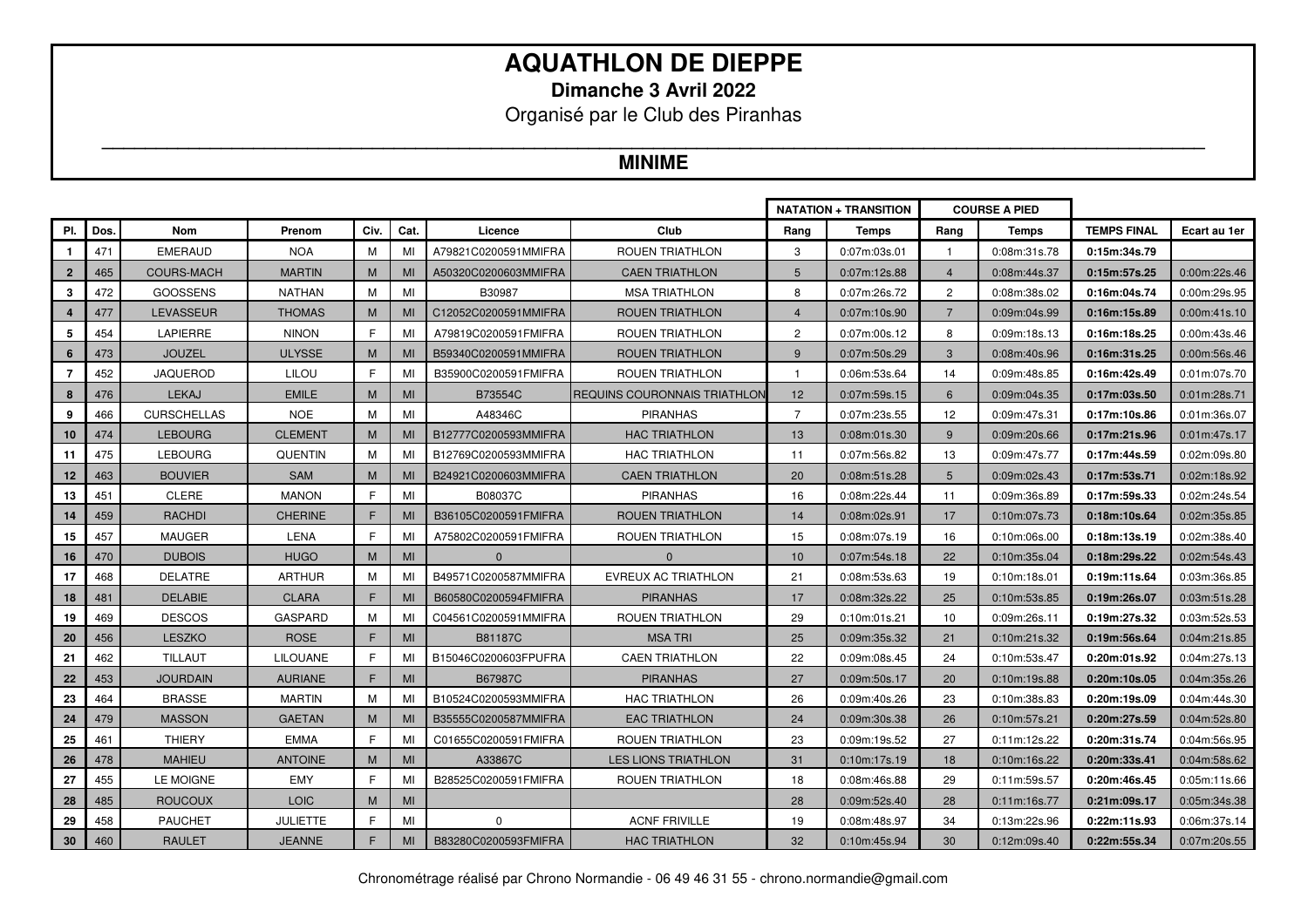# AQUATHLON DE DIEPPE

**Dimanche 3 Avril 2022**

Organisé par le Club des Piranhas

## MINIME

| | | | | | | | | NATATION + TRANSITION | | COURSE A PIED | | | |
|---|---|---|---|---|---|---|---|---|---|---|---|---|---|
| Pl. | Dos. | Nom | Prenom | Civ. | Cat. | Licence | Club | Rang | Temps | Rang | Temps | TEMPS FINAL | Ecart au 1er |
| 1 | 471 | EMERAUD | NOA | M | MI | A79821C0200591MMIFRA | ROUEN TRIATHLON | 3 | 0:07m:03s.01 | 1 | 0:08m:31s.78 | **0:15m:34s.79** | |
| 2 | 465 | COURS-MACH | MARTIN | M | MI | A50320C0200603MMIFRA | CAEN TRIATHLON | 5 | 0:07m:12s.88 | 4 | 0:08m:44s.37 | **0:15m:57s.25** | 0:00m:22s.46 |
| 3 | 472 | GOOSSENS | NATHAN | M | MI | B30987 | MSA TRIATHLON | 8 | 0:07m:26s.72 | 2 | 0:08m:38s.02 | **0:16m:04s.74** | 0:00m:29s.95 |
| 4 | 477 | LEVASSEUR | THOMAS | M | MI | C12052C0200591MMIFRA | ROUEN TRIATHLON | 4 | 0:07m:10s.90 | 7 | 0:09m:04s.99 | **0:16m:15s.89** | 0:00m:41s.10 |
| 5 | 454 | LAPIERRE | NINON | F | MI | A79819C0200591FMIFRA | ROUEN TRIATHLON | 2 | 0:07m:00s.12 | 8 | 0:09m:18s.13 | **0:16m:18s.25** | 0:00m:43s.46 |
| 6 | 473 | JOUZEL | ULYSSE | M | MI | B59340C0200591MMIFRA | ROUEN TRIATHLON | 9 | 0:07m:50s.29 | 3 | 0:08m:40s.96 | **0:16m:31s.25** | 0:00m:56s.46 |
| 7 | 452 | JAQUEROD | LILOU | F | MI | B35900C0200591FMIFRA | ROUEN TRIATHLON | 1 | 0:06m:53s.64 | 14 | 0:09m:48s.85 | **0:16m:42s.49** | 0:01m:07s.70 |
| 8 | 476 | LEKAJ | EMILE | M | MI | B73554C | REQUINS COURONNAIS TRIATHLON | 12 | 0:07m:59s.15 | 6 | 0:09m:04s.35 | **0:17m:03s.50** | 0:01m:28s.71 |
| 9 | 466 | CURSCHELLAS | NOE | M | MI | A48346C | PIRANHAS | 7 | 0:07m:23s.55 | 12 | 0:09m:47s.31 | **0:17m:10s.86** | 0:01m:36s.07 |
| 10 | 474 | LEBOURG | CLEMENT | M | MI | B12777C0200593MMIFRA | HAC TRIATHLON | 13 | 0:08m:01s.30 | 9 | 0:09m:20s.66 | **0:17m:21s.96** | 0:01m:47s.17 |
| 11 | 475 | LEBOURG | QUENTIN | M | MI | B12769C0200593MMIFRA | HAC TRIATHLON | 11 | 0:07m:56s.82 | 13 | 0:09m:47s.77 | **0:17m:44s.59** | 0:02m:09s.80 |
| 12 | 463 | BOUVIER | SAM | M | MI | B24921C0200603MMIFRA | CAEN TRIATHLON | 20 | 0:08m:51s.28 | 5 | 0:09m:02s.43 | **0:17m:53s.71** | 0:02m:18s.92 |
| 13 | 451 | CLERE | MANON | F | MI | B08037C | PIRANHAS | 16 | 0:08m:22s.44 | 11 | 0:09m:36s.89 | **0:17m:59s.33** | 0:02m:24s.54 |
| 14 | 459 | RACHDI | CHERINE | F | MI | B36105C0200591FMIFRA | ROUEN TRIATHLON | 14 | 0:08m:02s.91 | 17 | 0:10m:07s.73 | **0:18m:10s.64** | 0:02m:35s.85 |
| 15 | 457 | MAUGER | LENA | F | MI | A75802C0200591FMIFRA | ROUEN TRIATHLON | 15 | 0:08m:07s.19 | 16 | 0:10m:06s.00 | **0:18m:13s.19** | 0:02m:38s.40 |
| 16 | 470 | DUBOIS | HUGO | M | MI | 0 | 0 | 10 | 0:07m:54s.18 | 22 | 0:10m:35s.04 | **0:18m:29s.22** | 0:02m:54s.43 |
| 17 | 468 | DELATRE | ARTHUR | M | MI | B49571C0200587MMIFRA | EVREUX AC TRIATHLON | 21 | 0:08m:53s.63 | 19 | 0:10m:18s.01 | **0:19m:11s.64** | 0:03m:36s.85 |
| 18 | 481 | DELABIE | CLARA | F | MI | B60580C0200594FMIFRA | PIRANHAS | 17 | 0:08m:32s.22 | 25 | 0:10m:53s.85 | **0:19m:26s.07** | 0:03m:51s.28 |
| 19 | 469 | DESCOS | GASPARD | M | MI | C04561C0200591MMIFRA | ROUEN TRIATHLON | 29 | 0:10m:01s.21 | 10 | 0:09m:26s.11 | **0:19m:27s.32** | 0:03m:52s.53 |
| 20 | 456 | LESZKO | ROSE | F | MI | B81187C | MSA TRI | 25 | 0:09m:35s.32 | 21 | 0:10m:21s.32 | **0:19m:56s.64** | 0:04m:21s.85 |
| 21 | 462 | TILLAUT | LILOUANE | F | MI | B15046C0200603FPUFRA | CAEN TRIATHLON | 22 | 0:09m:08s.45 | 24 | 0:10m:53s.47 | **0:20m:01s.92** | 0:04m:27s.13 |
| 22 | 453 | JOURDAIN | AURIANE | F | MI | B67987C | PIRANHAS | 27 | 0:09m:50s.17 | 20 | 0:10m:19s.88 | **0:20m:10s.05** | 0:04m:35s.26 |
| 23 | 464 | BRASSE | MARTIN | M | MI | B10524C0200593MMIFRA | HAC TRIATHLON | 26 | 0:09m:40s.26 | 23 | 0:10m:38s.83 | **0:20m:19s.09** | 0:04m:44s.30 |
| 24 | 479 | MASSON | GAETAN | M | MI | B35555C0200587MMIFRA | EAC TRIATHLON | 24 | 0:09m:30s.38 | 26 | 0:10m:57s.21 | **0:20m:27s.59** | 0:04m:52s.80 |
| 25 | 461 | THIERY | EMMA | F | MI | C01655C0200591FMIFRA | ROUEN TRIATHLON | 23 | 0:09m:19s.52 | 27 | 0:11m:12s.22 | **0:20m:31s.74** | 0:04m:56s.95 |
| 26 | 478 | MAHIEU | ANTOINE | M | MI | A33867C | LES LIONS TRIATHLON | 31 | 0:10m:17s.19 | 18 | 0:10m:16s.22 | **0:20m:33s.41** | 0:04m:58s.62 |
| 27 | 455 | LE MOIGNE | EMY | F | MI | B28525C0200591FMIFRA | ROUEN TRIATHLON | 18 | 0:08m:46s.88 | 29 | 0:11m:59s.57 | **0:20m:46s.45** | 0:05m:11s.66 |
| 28 | 485 | ROUCOUX | LOIC | M | MI | | | 28 | 0:09m:52s.40 | 28 | 0:11m:16s.77 | **0:21m:09s.17** | 0:05m:34s.38 |
| 29 | 458 | PAUCHET | JULIETTE | F | MI | 0 | ACNF FRIVILLE | 19 | 0:08m:48s.97 | 34 | 0:13m:22s.96 | **0:22m:11s.93** | 0:06m:37s.14 |
| 30 | 460 | RAULET | JEANNE | F | MI | B83280C0200593FMIFRA | HAC TRIATHLON | 32 | 0:10m:45s.94 | 30 | 0:12m:09s.40 | **0:22m:55s.34** | 0:07m:20s.55 |

Chronométrage réalisé par Chrono Normandie - 06 49 46 31 55 - chrono.normandie@gmail.com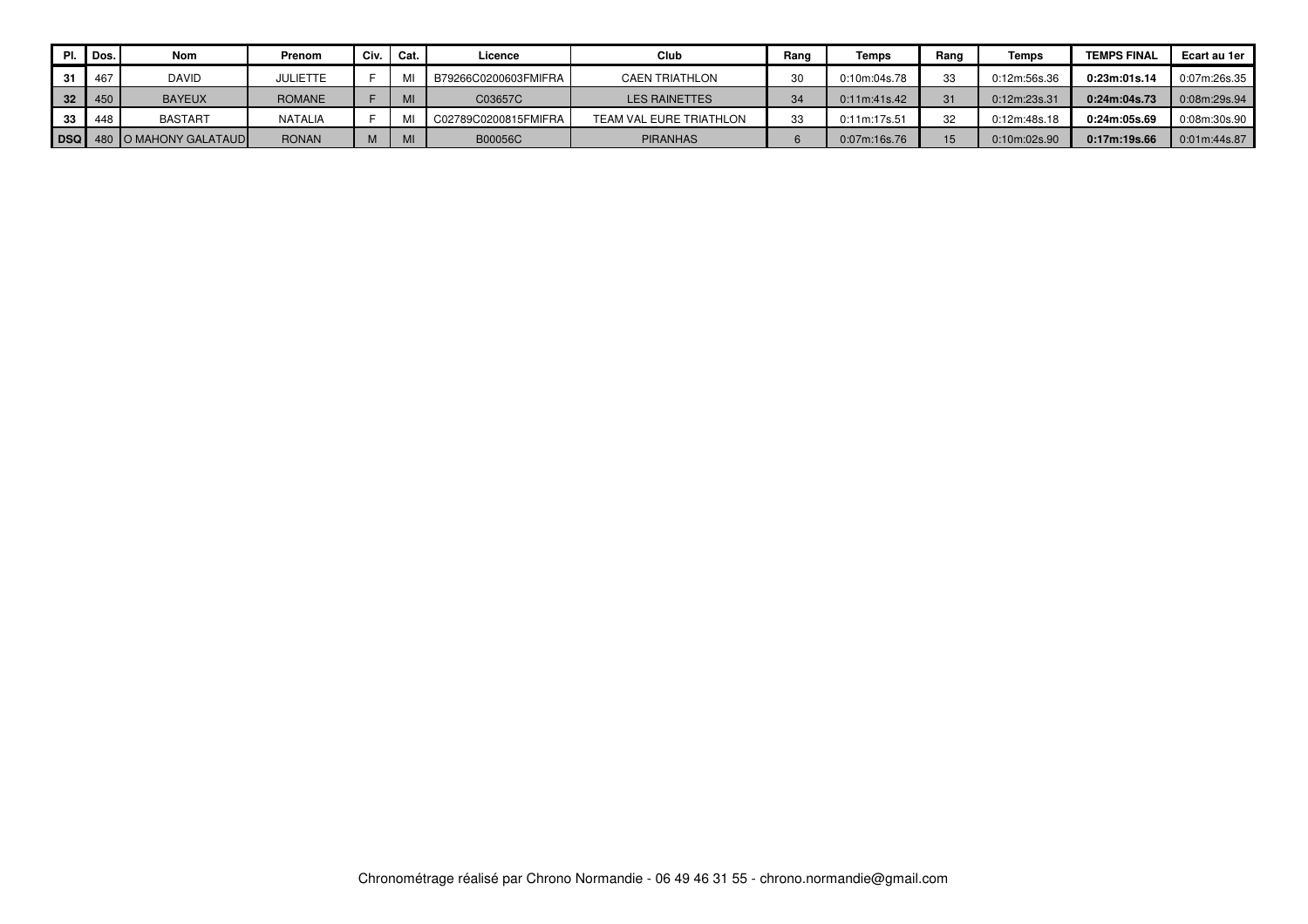| Pl. | Dos. | Nom | Prenom | Civ. | Cat. | Licence | Club | Rang | Temps | Rang | Temps | TEMPS FINAL | Ecart au 1er |
|---|---|---|---|---|---|---|---|---|---|---|---|---|---|
| 31 | 467 | DAVID | JULIETTE | F | MI | B79266C0200603FMIFRA | CAEN TRIATHLON | 30 | 0:10m:04s.78 | 33 | 0:12m:56s.36 | **0:23m:01s.14** | 0:07m:26s.35 |
| 32 | 450 | BAYEUX | ROMANE | F | MI | C03657C | LES RAINETTES | 34 | 0:11m:41s.42 | 31 | 0:12m:23s.31 | **0:24m:04s.73** | 0:08m:29s.94 |
| 33 | 448 | BASTART | NATALIA | F | MI | C02789C0200815FMIFRA | TEAM VAL EURE TRIATHLON | 33 | 0:11m:17s.51 | 32 | 0:12m:48s.18 | **0:24m:05s.69** | 0:08m:30s.90 |
| DSQ | 480 | O MAHONY GALATAUD | RONAN | M | MI | B00056C | PIRANHAS | 6 | 0:07m:16s.76 | 15 | 0:10m:02s.90 | **0:17m:19s.66** | 0:01m:44s.87 |

Chronométrage réalisé par Chrono Normandie - 06 49 46 31 55 - chrono.normandie@gmail.com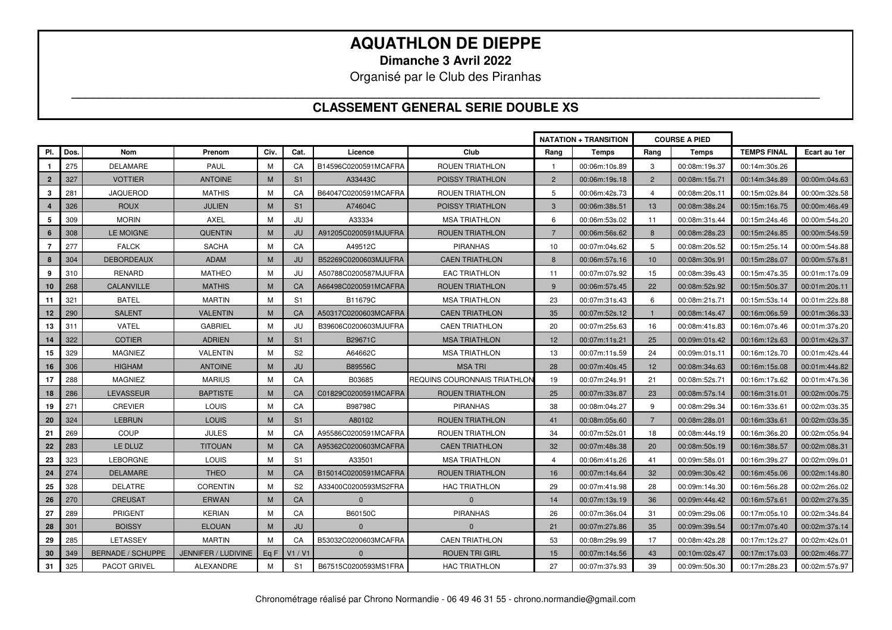# AQUATHLON DE DIEPPE

**Dimanche 3 Avril 2022**

Organisé par le Club des Piranhas

## CLASSEMENT GENERAL SERIE DOUBLE XS

| | | | | | | | | NATATION + TRANSITION | | COURSE A PIED | | | |
|---|---|---|---|---|---|---|---|---|---|---|---|---|---|
| Pl. | Dos. | Nom | Prenom | Civ. | Cat. | Licence | Club | Rang | Temps | Rang | Temps | TEMPS FINAL | Ecart au 1er |
| 1 | 275 | DELAMARE | PAUL | M | CA | B14596C0200591MCAFRA | ROUEN TRIATHLON | 1 | 00:06m:10s.89 | 3 | 00:08m:19s.37 | 00:14m:30s.26 | |
| 2 | 327 | VOTTIER | ANTOINE | M | S1 | A33443C | POISSY TRIATHLON | 2 | 00:06m:19s.18 | 2 | 00:08m:15s.71 | 00:14m:34s.89 | 00:00m:04s.63 |
| 3 | 281 | JAQUEROD | MATHIS | M | CA | B64047C0200591MCAFRA | ROUEN TRIATHLON | 5 | 00:06m:42s.73 | 4 | 00:08m:20s.11 | 00:15m:02s.84 | 00:00m:32s.58 |
| 4 | 326 | ROUX | JULIEN | M | S1 | A74604C | POISSY TRIATHLON | 3 | 00:06m:38s.51 | 13 | 00:08m:38s.24 | 00:15m:16s.75 | 00:00m:46s.49 |
| 5 | 309 | MORIN | AXEL | M | JU | A33334 | MSA TRIATHLON | 6 | 00:06m:53s.02 | 11 | 00:08m:31s.44 | 00:15m:24s.46 | 00:00m:54s.20 |
| 6 | 308 | LE MOIGNE | QUENTIN | M | JU | A91205C0200591MJUFRA | ROUEN TRIATHLON | 7 | 00:06m:56s.62 | 8 | 00:08m:28s.23 | 00:15m:24s.85 | 00:00m:54s.59 |
| 7 | 277 | FALCK | SACHA | M | CA | A49512C | PIRANHAS | 10 | 00:07m:04s.62 | 5 | 00:08m:20s.52 | 00:15m:25s.14 | 00:00m:54s.88 |
| 8 | 304 | DEBORDEAUX | ADAM | M | JU | B52269C0200603MJUFRA | CAEN TRIATHLON | 8 | 00:06m:57s.16 | 10 | 00:08m:30s.91 | 00:15m:28s.07 | 00:00m:57s.81 |
| 9 | 310 | RENARD | MATHEO | M | JU | A50788C0200587MJUFRA | EAC TRIATHLON | 11 | 00:07m:07s.92 | 15 | 00:08m:39s.43 | 00:15m:47s.35 | 00:01m:17s.09 |
| 10 | 268 | CALANVILLE | MATHIS | M | CA | A66498C0200591MCAFRA | ROUEN TRIATHLON | 9 | 00:06m:57s.45 | 22 | 00:08m:52s.92 | 00:15m:50s.37 | 00:01m:20s.11 |
| 11 | 321 | BATEL | MARTIN | M | S1 | B11679C | MSA TRIATHLON | 23 | 00:07m:31s.43 | 6 | 00:08m:21s.71 | 00:15m:53s.14 | 00:01m:22s.88 |
| 12 | 290 | SALENT | VALENTIN | M | CA | A50317C0200603MCAFRA | CAEN TRIATHLON | 35 | 00:07m:52s.12 | 1 | 00:08m:14s.47 | 00:16m:06s.59 | 00:01m:36s.33 |
| 13 | 311 | VATEL | GABRIEL | M | JU | B39606C0200603MJUFRA | CAEN TRIATHLON | 20 | 00:07m:25s.63 | 16 | 00:08m:41s.83 | 00:16m:07s.46 | 00:01m:37s.20 |
| 14 | 322 | COTIER | ADRIEN | M | S1 | B29671C | MSA TRIATHLON | 12 | 00:07m:11s.21 | 25 | 00:09m:01s.42 | 00:16m:12s.63 | 00:01m:42s.37 |
| 15 | 329 | MAGNIEZ | VALENTIN | M | S2 | A64662C | MSA TRIATHLON | 13 | 00:07m:11s.59 | 24 | 00:09m:01s.11 | 00:16m:12s.70 | 00:01m:42s.44 |
| 16 | 306 | HIGHAM | ANTOINE | M | JU | B89556C | MSA TRI | 28 | 00:07m:40s.45 | 12 | 00:08m:34s.63 | 00:16m:15s.08 | 00:01m:44s.82 |
| 17 | 288 | MAGNIEZ | MARIUS | M | CA | B03685 | REQUINS COURONNAIS TRIATHLON | 19 | 00:07m:24s.91 | 21 | 00:08m:52s.71 | 00:16m:17s.62 | 00:01m:47s.36 |
| 18 | 286 | LEVASSEUR | BAPTISTE | M | CA | C01829C0200591MCAFRA | ROUEN TRIATHLON | 25 | 00:07m:33s.87 | 23 | 00:08m:57s.14 | 00:16m:31s.01 | 00:02m:00s.75 |
| 19 | 271 | CREVIER | LOUIS | M | CA | B98798C | PIRANHAS | 38 | 00:08m:04s.27 | 9 | 00:08m:29s.34 | 00:16m:33s.61 | 00:02m:03s.35 |
| 20 | 324 | LEBRUN | LOUIS | M | S1 | A80102 | ROUEN TRIATHLON | 41 | 00:08m:05s.60 | 7 | 00:08m:28s.01 | 00:16m:33s.61 | 00:02m:03s.35 |
| 21 | 269 | COUP | JULES | M | CA | A95586C0200591MCAFRA | ROUEN TRIATHLON | 34 | 00:07m:52s.01 | 18 | 00:08m:44s.19 | 00:16m:36s.20 | 00:02m:05s.94 |
| 22 | 283 | LE DLUZ | TITOUAN | M | CA | A95362C0200603MCAFRA | CAEN TRIATHLON | 32 | 00:07m:48s.38 | 20 | 00:08m:50s.19 | 00:16m:38s.57 | 00:02m:08s.31 |
| 23 | 323 | LEBORGNE | LOUIS | M | S1 | A33501 | MSA TRIATHLON | 4 | 00:06m:41s.26 | 41 | 00:09m:58s.01 | 00:16m:39s.27 | 00:02m:09s.01 |
| 24 | 274 | DELAMARE | THEO | M | CA | B15014C0200591MCAFRA | ROUEN TRIATHLON | 16 | 00:07m:14s.64 | 32 | 00:09m:30s.42 | 00:16m:45s.06 | 00:02m:14s.80 |
| 25 | 328 | DELATRE | CORENTIN | M | S2 | A33400C0200593MS2FRA | HAC TRIATHLON | 29 | 00:07m:41s.98 | 28 | 00:09m:14s.30 | 00:16m:56s.28 | 00:02m:26s.02 |
| 26 | 270 | CREUSAT | ERWAN | M | CA | 0 | 0 | 14 | 00:07m:13s.19 | 36 | 00:09m:44s.42 | 00:16m:57s.61 | 00:02m:27s.35 |
| 27 | 289 | PRIGENT | KERIAN | M | CA | B60150C | PIRANHAS | 26 | 00:07m:36s.04 | 31 | 00:09m:29s.06 | 00:17m:05s.10 | 00:02m:34s.84 |
| 28 | 301 | BOISSY | ELOUAN | M | JU | 0 | 0 | 21 | 00:07m:27s.86 | 35 | 00:09m:39s.54 | 00:17m:07s.40 | 00:02m:37s.14 |
| 29 | 285 | LETASSEY | MARTIN | M | CA | B53032C0200603MCAFRA | CAEN TRIATHLON | 53 | 00:08m:29s.99 | 17 | 00:08m:42s.28 | 00:17m:12s.27 | 00:02m:42s.01 |
| 30 | 349 | BERNADE / SCHUPPE | JENNIFER / LUDIVINE | Eq F | V1 / V1 | 0 | ROUEN TRI GIRL | 15 | 00:07m:14s.56 | 43 | 00:10m:02s.47 | 00:17m:17s.03 | 00:02m:46s.77 |
| 31 | 325 | PACOT GRIVEL | ALEXANDRE | M | S1 | B67515C0200593MS1FRA | HAC TRIATHLON | 27 | 00:07m:37s.93 | 39 | 00:09m:50s.30 | 00:17m:28s.23 | 00:02m:57s.97 |

Chronométrage réalisé par Chrono Normandie - 06 49 46 31 55 - chrono.normandie@gmail.com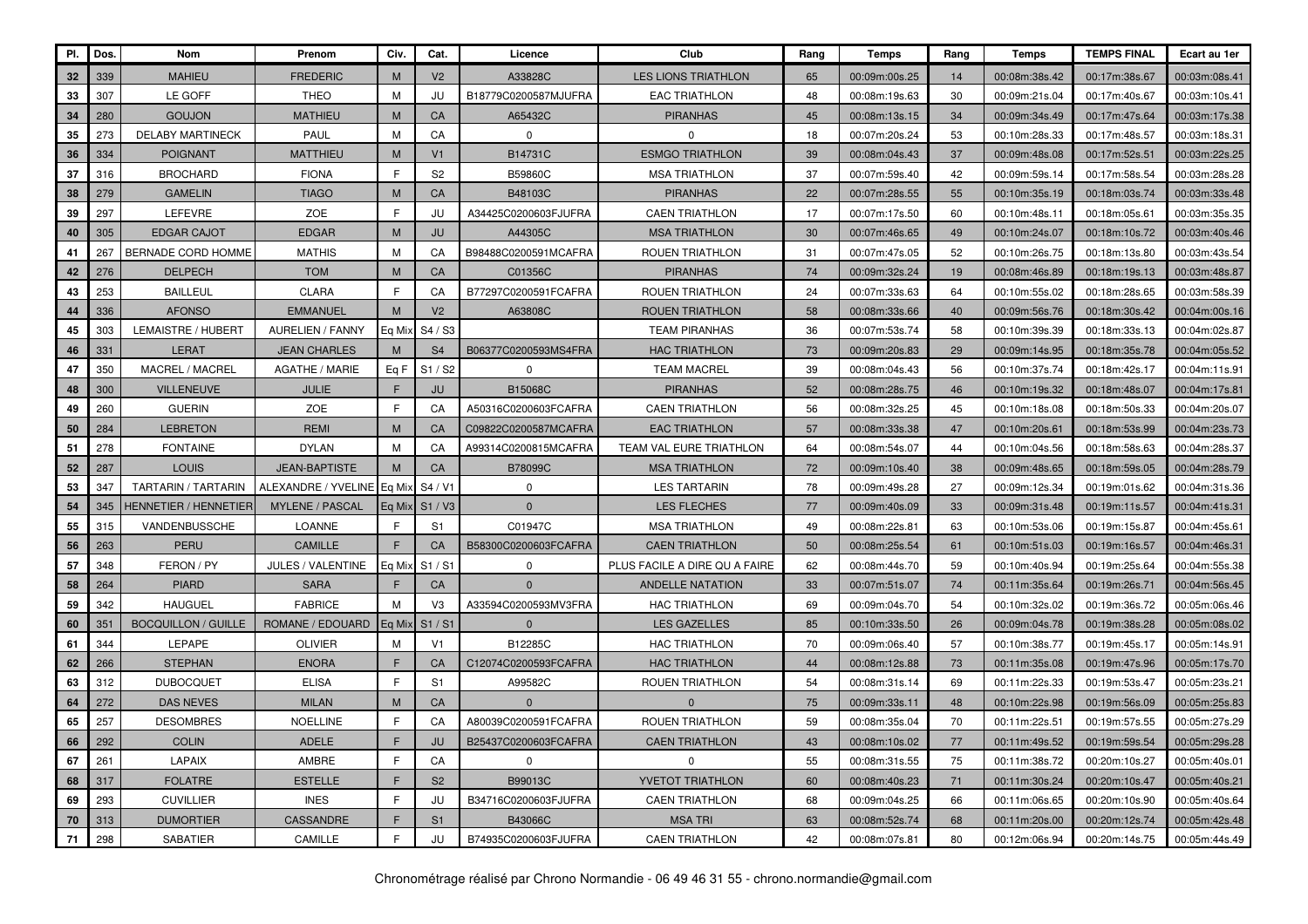| Pl. | Dos. | Nom | Prenom | Civ. | Cat. | Licence | Club | Rang | Temps | Rang | Temps | TEMPS FINAL | Ecart au 1er |
|---|---|---|---|---|---|---|---|---|---|---|---|---|---|
| 32 | 339 | MAHIEU | FREDERIC | M | V2 | A33828C | LES LIONS TRIATHLON | 65 | 00:09m:00s.25 | 14 | 00:08m:38s.42 | 00:17m:38s.67 | 00:03m:08s.41 |
| 33 | 307 | LE GOFF | THEO | M | JU | B18779C0200587MJUFRA | EAC TRIATHLON | 48 | 00:08m:19s.63 | 30 | 00:09m:21s.04 | 00:17m:40s.67 | 00:03m:10s.41 |
| 34 | 280 | GOUJON | MATHIEU | M | CA | A65432C | PIRANHAS | 45 | 00:08m:13s.15 | 34 | 00:09m:34s.49 | 00:17m:47s.64 | 00:03m:17s.38 |
| 35 | 273 | DELABY MARTINECK | PAUL | M | CA | 0 | 0 | 18 | 00:07m:20s.24 | 53 | 00:10m:28s.33 | 00:17m:48s.57 | 00:03m:18s.31 |
| 36 | 334 | POIGNANT | MATTHIEU | M | V1 | B14731C | ESMGO TRIATHLON | 39 | 00:08m:04s.43 | 37 | 00:09m:48s.08 | 00:17m:52s.51 | 00:03m:22s.25 |
| 37 | 316 | BROCHARD | FIONA | F | S2 | B59860C | MSA TRIATHLON | 37 | 00:07m:59s.40 | 42 | 00:09m:59s.14 | 00:17m:58s.54 | 00:03m:28s.28 |
| 38 | 279 | GAMELIN | TIAGO | M | CA | B48103C | PIRANHAS | 22 | 00:07m:28s.55 | 55 | 00:10m:35s.19 | 00:18m:03s.74 | 00:03m:33s.48 |
| 39 | 297 | LEFEVRE | ZOE | F | JU | A34425C0200603FJUFRA | CAEN TRIATHLON | 17 | 00:07m:17s.50 | 60 | 00:10m:48s.11 | 00:18m:05s.61 | 00:03m:35s.35 |
| 40 | 305 | EDGAR CAJOT | EDGAR | M | JU | A44305C | MSA TRIATHLON | 30 | 00:07m:46s.65 | 49 | 00:10m:24s.07 | 00:18m:10s.72 | 00:03m:40s.46 |
| 41 | 267 | BERNADE CORD HOMME | MATHIS | M | CA | B98488C0200591MCAFRA | ROUEN TRIATHLON | 31 | 00:07m:47s.05 | 52 | 00:10m:26s.75 | 00:18m:13s.80 | 00:03m:43s.54 |
| 42 | 276 | DELPECH | TOM | M | CA | C01356C | PIRANHAS | 74 | 00:09m:32s.24 | 19 | 00:08m:46s.89 | 00:18m:19s.13 | 00:03m:48s.87 |
| 43 | 253 | BAILLEUL | CLARA | F | CA | B77297C0200591FCAFRA | ROUEN TRIATHLON | 24 | 00:07m:33s.63 | 64 | 00:10m:55s.02 | 00:18m:28s.65 | 00:03m:58s.39 |
| 44 | 336 | AFONSO | EMMANUEL | M | V2 | A63808C | ROUEN TRIATHLON | 58 | 00:08m:33s.66 | 40 | 00:09m:56s.76 | 00:18m:30s.42 | 00:04m:00s.16 |
| 45 | 303 | LEMAISTRE / HUBERT | AURELIEN / FANNY | Eq Mix | S4 / S3 | | TEAM PIRANHAS | 36 | 00:07m:53s.74 | 58 | 00:10m:39s.39 | 00:18m:33s.13 | 00:04m:02s.87 |
| 46 | 331 | LERAT | JEAN CHARLES | M | S4 | B06377C0200593MS4FRA | HAC TRIATHLON | 73 | 00:09m:20s.83 | 29 | 00:09m:14s.95 | 00:18m:35s.78 | 00:04m:05s.52 |
| 47 | 350 | MACREL / MACREL | AGATHE / MARIE | Eq F | S1 / S2 | 0 | TEAM MACREL | 39 | 00:08m:04s.43 | 56 | 00:10m:37s.74 | 00:18m:42s.17 | 00:04m:11s.91 |
| 48 | 300 | VILLENEUVE | JULIE | F | JU | B15068C | PIRANHAS | 52 | 00:08m:28s.75 | 46 | 00:10m:19s.32 | 00:18m:48s.07 | 00:04m:17s.81 |
| 49 | 260 | GUERIN | ZOE | F | CA | A50316C0200603FCAFRA | CAEN TRIATHLON | 56 | 00:08m:32s.25 | 45 | 00:10m:18s.08 | 00:18m:50s.33 | 00:04m:20s.07 |
| 50 | 284 | LEBRETON | REMI | M | CA | C09822C0200587MCAFRA | EAC TRIATHLON | 57 | 00:08m:33s.38 | 47 | 00:10m:20s.61 | 00:18m:53s.99 | 00:04m:23s.73 |
| 51 | 278 | FONTAINE | DYLAN | M | CA | A99314C0200815MCAFRA | TEAM VAL EURE TRIATHLON | 64 | 00:08m:54s.07 | 44 | 00:10m:04s.56 | 00:18m:58s.63 | 00:04m:28s.37 |
| 52 | 287 | LOUIS | JEAN-BAPTISTE | M | CA | B78099C | MSA TRIATHLON | 72 | 00:09m:10s.40 | 38 | 00:09m:48s.65 | 00:18m:59s.05 | 00:04m:28s.79 |
| 53 | 347 | TARTARIN / TARTARIN | ALEXANDRE / YVELINE | Eq Mix | S4 / V1 | 0 | LES TARTARIN | 78 | 00:09m:49s.28 | 27 | 00:09m:12s.34 | 00:19m:01s.62 | 00:04m:31s.36 |
| 54 | 345 | HENNETIER / HENNETIER | MYLENE / PASCAL | Eq Mix | S1 / V3 | 0 | LES FLECHES | 77 | 00:09m:40s.09 | 33 | 00:09m:31s.48 | 00:19m:11s.57 | 00:04m:41s.31 |
| 55 | 315 | VANDENBUSSCHE | LOANNE | F | S1 | C01947C | MSA TRIATHLON | 49 | 00:08m:22s.81 | 63 | 00:10m:53s.06 | 00:19m:15s.87 | 00:04m:45s.61 |
| 56 | 263 | PERU | CAMILLE | F | CA | B58300C0200603FCAFRA | CAEN TRIATHLON | 50 | 00:08m:25s.54 | 61 | 00:10m:51s.03 | 00:19m:16s.57 | 00:04m:46s.31 |
| 57 | 348 | FERON / PY | JULES / VALENTINE | Eq Mix | S1 / S1 | 0 | PLUS FACILE A DIRE QU A FAIRE | 62 | 00:08m:44s.70 | 59 | 00:10m:40s.94 | 00:19m:25s.64 | 00:04m:55s.38 |
| 58 | 264 | PIARD | SARA | F | CA | 0 | ANDELLE NATATION | 33 | 00:07m:51s.07 | 74 | 00:11m:35s.64 | 00:19m:26s.71 | 00:04m:56s.45 |
| 59 | 342 | HAUGUEL | FABRICE | M | V3 | A33594C0200593MV3FRA | HAC TRIATHLON | 69 | 00:09m:04s.70 | 54 | 00:10m:32s.02 | 00:19m:36s.72 | 00:05m:06s.46 |
| 60 | 351 | BOCQUILLON / GUILLE | ROMANE / EDOUARD | Eq Mix | S1 / S1 | 0 | LES GAZELLES | 85 | 00:10m:33s.50 | 26 | 00:09m:04s.78 | 00:19m:38s.28 | 00:05m:08s.02 |
| 61 | 344 | LEPAPE | OLIVIER | M | V1 | B12285C | HAC TRIATHLON | 70 | 00:09m:06s.40 | 57 | 00:10m:38s.77 | 00:19m:45s.17 | 00:05m:14s.91 |
| 62 | 266 | STEPHAN | ENORA | F | CA | C12074C0200593FCAFRA | HAC TRIATHLON | 44 | 00:08m:12s.88 | 73 | 00:11m:35s.08 | 00:19m:47s.96 | 00:05m:17s.70 |
| 63 | 312 | DUBOCQUET | ELISA | F | S1 | A99582C | ROUEN TRIATHLON | 54 | 00:08m:31s.14 | 69 | 00:11m:22s.33 | 00:19m:53s.47 | 00:05m:23s.21 |
| 64 | 272 | DAS NEVES | MILAN | M | CA | 0 | 0 | 75 | 00:09m:33s.11 | 48 | 00:10m:22s.98 | 00:19m:56s.09 | 00:05m:25s.83 |
| 65 | 257 | DESOMBRES | NOELLINE | F | CA | A80039C0200591FCAFRA | ROUEN TRIATHLON | 59 | 00:08m:35s.04 | 70 | 00:11m:22s.51 | 00:19m:57s.55 | 00:05m:27s.29 |
| 66 | 292 | COLIN | ADELE | F | JU | B25437C0200603FCAFRA | CAEN TRIATHLON | 43 | 00:08m:10s.02 | 77 | 00:11m:49s.52 | 00:19m:59s.54 | 00:05m:29s.28 |
| 67 | 261 | LAPAIX | AMBRE | F | CA | 0 | 0 | 55 | 00:08m:31s.55 | 75 | 00:11m:38s.72 | 00:20m:10s.27 | 00:05m:40s.01 |
| 68 | 317 | FOLATRE | ESTELLE | F | S2 | B99013C | YVETOT TRIATHLON | 60 | 00:08m:40s.23 | 71 | 00:11m:30s.24 | 00:20m:10s.47 | 00:05m:40s.21 |
| 69 | 293 | CUVILLIER | INES | F | JU | B34716C0200603FJUFRA | CAEN TRIATHLON | 68 | 00:09m:04s.25 | 66 | 00:11m:06s.65 | 00:20m:10s.90 | 00:05m:40s.64 |
| 70 | 313 | DUMORTIER | CASSANDRE | F | S1 | B43066C | MSA TRI | 63 | 00:08m:52s.74 | 68 | 00:11m:20s.00 | 00:20m:12s.74 | 00:05m:42s.48 |
| 71 | 298 | SABATIER | CAMILLE | F | JU | B74935C0200603FJUFRA | CAEN TRIATHLON | 42 | 00:08m:07s.81 | 80 | 00:12m:06s.94 | 00:20m:14s.75 | 00:05m:44s.49 |

Chronométrage réalisé par Chrono Normandie - 06 49 46 31 55 - chrono.normandie@gmail.com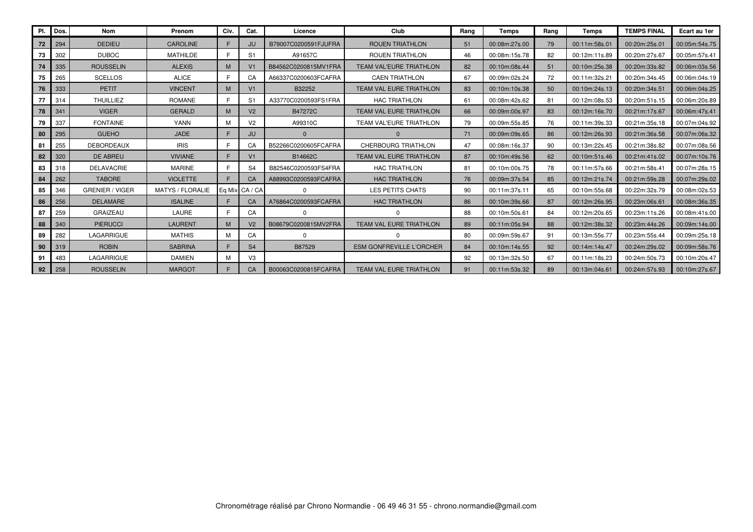| Pl. | Dos. | Nom | Prenom | Civ. | Cat. | Licence | Club | Rang | Temps | Rang | Temps | TEMPS FINAL | Ecart au 1er |
|---|---|---|---|---|---|---|---|---|---|---|---|---|---|
| 72 | 294 | DEDIEU | CAROLINE | F | JU | B79007C0200591FJUFRA | ROUEN TRIATHLON | 51 | 00:08m:27s.00 | 79 | 00:11m:58s.01 | 00:20m:25s.01 | 00:05m:54s.75 |
| 73 | 302 | DUBOC | MATHILDE | F | S1 | A91657C | ROUEN TRIATHLON | 46 | 00:08m:15s.78 | 82 | 00:12m:11s.89 | 00:20m:27s.67 | 00:05m:57s.41 |
| 74 | 335 | ROUSSELIN | ALEXIS | M | V1 | B84562C0200815MV1FRA | TEAM VAL'EURE TRIATHLON | 82 | 00:10m:08s.44 | 51 | 00:10m:25s.38 | 00:20m:33s.82 | 00:06m:03s.56 |
| 75 | 265 | SCELLOS | ALICE | F | CA | A66337C0200603FCAFRA | CAEN TRIATHLON | 67 | 00:09m:02s.24 | 72 | 00:11m:32s.21 | 00:20m:34s.45 | 00:06m:04s.19 |
| 76 | 333 | PETIT | VINCENT | M | V1 | B32252 | TEAM VAL EURE TRIATHLON | 83 | 00:10m:10s.38 | 50 | 00:10m:24s.13 | 00:20m:34s.51 | 00:06m:04s.25 |
| 77 | 314 | THUILLIEZ | ROMANE | F | S1 | A33770C0200593FS1FRA | HAC TRIATHLON | 61 | 00:08m:42s.62 | 81 | 00:12m:08s.53 | 00:20m:51s.15 | 00:06m:20s.89 |
| 78 | 341 | VIGER | GERALD | M | V2 | B47272C | TEAM VAL EURE TRIATHLON | 66 | 00:09m:00s.97 | 83 | 00:12m:16s.70 | 00:21m:17s.67 | 00:06m:47s.41 |
| 79 | 337 | FONTAINE | YANN | M | V2 | A99310C | TEAM VAL'EURE TRIATHLON | 79 | 00:09m:55s.85 | 76 | 00:11m:39s.33 | 00:21m:35s.18 | 00:07m:04s.92 |
| 80 | 295 | GUEHO | JADE | F | JU | 0 | 0 | 71 | 00:09m:09s.65 | 86 | 00:12m:26s.93 | 00:21m:36s.58 | 00:07m:06s.32 |
| 81 | 255 | DEBORDEAUX | IRIS | F | CA | B52266C0200605FCAFRA | CHERBOURG TRIATHLON | 47 | 00:08m:16s.37 | 90 | 00:13m:22s.45 | 00:21m:38s.82 | 00:07m:08s.56 |
| 82 | 320 | DE ABREU | VIVIANE | F | V1 | B14662C | TEAM VAL EURE TRIATHLON | 87 | 00:10m:49s.56 | 62 | 00:10m:51s.46 | 00:21m:41s.02 | 00:07m:10s.76 |
| 83 | 318 | DELAVACRIE | MARINE | F | S4 | B82546C0200593FS4FRA | HAC TRIATHLON | 81 | 00:10m:00s.75 | 78 | 00:11m:57s.66 | 00:21m:58s.41 | 00:07m:28s.15 |
| 84 | 262 | TABORE | VIOLETTE | F | CA | A88993C0200593FCAFRA | HAC TRIATHLON | 76 | 00:09m:37s.54 | 85 | 00:12m:21s.74 | 00:21m:59s.28 | 00:07m:29s.02 |
| 85 | 346 | GRENIER / VIGER | MATYS / FLORALIE | Eq Mix | CA / CA | 0 | LES PETITS CHATS | 90 | 00:11m:37s.11 | 65 | 00:10m:55s.68 | 00:22m:32s.79 | 00:08m:02s.53 |
| 86 | 256 | DELAMARE | ISALINE | F | CA | A76864C0200593FCAFRA | HAC TRIATHLON | 86 | 00:10m:39s.66 | 87 | 00:12m:26s.95 | 00:23m:06s.61 | 00:08m:36s.35 |
| 87 | 259 | GRAIZEAU | LAURE | F | CA | 0 | 0 | 88 | 00:10m:50s.61 | 84 | 00:12m:20s.65 | 00:23m:11s.26 | 00:08m:41s.00 |
| 88 | 340 | PIERUCCI | LAURENT | M | V2 | B08679C0200815MV2FRA | TEAM VAL EURE TRIATHLON | 89 | 00:11m:05s.94 | 88 | 00:12m:38s.32 | 00:23m:44s.26 | 00:09m:14s.00 |
| 89 | 282 | LAGARRIGUE | MATHIS | M | CA | 0 | 0 | 80 | 00:09m:59s.67 | 91 | 00:13m:55s.77 | 00:23m:55s.44 | 00:09m:25s.18 |
| 90 | 319 | ROBIN | SABRINA | F | S4 | B87529 | ESM GONFREVILLE L'ORCHER | 84 | 00:10m:14s.55 | 92 | 00:14m:14s.47 | 00:24m:29s.02 | 00:09m:58s.76 |
| 91 | 483 | LAGARRIGUE | DAMIEN | M | V3 | | | 92 | 00:13m:32s.50 | 67 | 00:11m:18s.23 | 00:24m:50s.73 | 00:10m:20s.47 |
| 92 | 258 | ROUSSELIN | MARGOT | F | CA | B00063C0200815FCAFRA | TEAM VAL EURE TRIATHLON | 91 | 00:11m:53s.32 | 89 | 00:13m:04s.61 | 00:24m:57s.93 | 00:10m:27s.67 |

Chronométrage réalisé par Chrono Normandie - 06 49 46 31 55 - chrono.normandie@gmail.com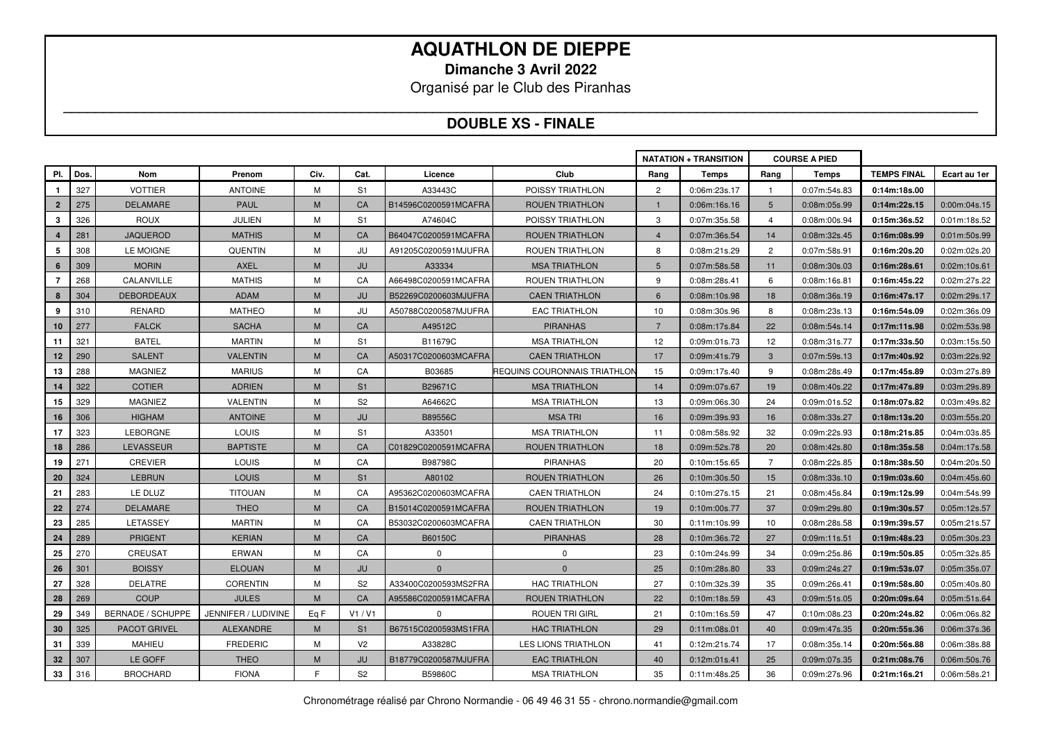# AQUATHLON DE DIEPPE

**Dimanche 3 Avril 2022**

Organisé par le Club des Piranhas

## DOUBLE XS - FINALE

| | | | | | | | | NATATION + TRANSITION | | COURSE A PIED | | | |
|---|---|---|---|---|---|---|---|---|---|---|---|---|---|
| Pl. | Dos. | Nom | Prenom | Civ. | Cat. | Licence | Club | Rang | Temps | Rang | Temps | TEMPS FINAL | Ecart au 1er |
| 1 | 327 | VOTTIER | ANTOINE | M | S1 | A33443C | POISSY TRIATHLON | 2 | 0:06m:23s.17 | 1 | 0:07m:54s.83 | **0:14m:18s.00** | |
| 2 | 275 | DELAMARE | PAUL | M | CA | B14596C0200591MCAFRA | ROUEN TRIATHLON | 1 | 0:06m:16s.16 | 5 | 0:08m:05s.99 | **0:14m:22s.15** | 0:00m:04s.15 |
| 3 | 326 | ROUX | JULIEN | M | S1 | A74604C | POISSY TRIATHLON | 3 | 0:07m:35s.58 | 4 | 0:08m:00s.94 | **0:15m:36s.52** | 0:01m:18s.52 |
| 4 | 281 | JAQUEROD | MATHIS | M | CA | B64047C0200591MCAFRA | ROUEN TRIATHLON | 4 | 0:07m:36s.54 | 14 | 0:08m:32s.45 | **0:16m:08s.99** | 0:01m:50s.99 |
| 5 | 308 | LE MOIGNE | QUENTIN | M | JU | A91205C0200591MJUFRA | ROUEN TRIATHLON | 8 | 0:08m:21s.29 | 2 | 0:07m:58s.91 | **0:16m:20s.20** | 0:02m:02s.20 |
| 6 | 309 | MORIN | AXEL | M | JU | A33334 | MSA TRIATHLON | 5 | 0:07m:58s.58 | 11 | 0:08m:30s.03 | **0:16m:28s.61** | 0:02m:10s.61 |
| 7 | 268 | CALANVILLE | MATHIS | M | CA | A66498C0200591MCAFRA | ROUEN TRIATHLON | 9 | 0:08m:28s.41 | 6 | 0:08m:16s.81 | **0:16m:45s.22** | 0:02m:27s.22 |
| 8 | 304 | DEBORDEAUX | ADAM | M | JU | B52269C0200603MJUFRA | CAEN TRIATHLON | 6 | 0:08m:10s.98 | 18 | 0:08m:36s.19 | **0:16m:47s.17** | 0:02m:29s.17 |
| 9 | 310 | RENARD | MATHEO | M | JU | A50788C0200587MJUFRA | EAC TRIATHLON | 10 | 0:08m:30s.96 | 8 | 0:08m:23s.13 | **0:16m:54s.09** | 0:02m:36s.09 |
| 10 | 277 | FALCK | SACHA | M | CA | A49512C | PIRANHAS | 7 | 0:08m:17s.84 | 22 | 0:08m:54s.14 | **0:17m:11s.98** | 0:02m:53s.98 |
| 11 | 321 | BATEL | MARTIN | M | S1 | B11679C | MSA TRIATHLON | 12 | 0:09m:01s.73 | 12 | 0:08m:31s.77 | **0:17m:33s.50** | 0:03m:15s.50 |
| 12 | 290 | SALENT | VALENTIN | M | CA | A50317C0200603MCAFRA | CAEN TRIATHLON | 17 | 0:09m:41s.79 | 3 | 0:07m:59s.13 | **0:17m:40s.92** | 0:03m:22s.92 |
| 13 | 288 | MAGNIEZ | MARIUS | M | CA | B03685 | REQUINS COURONNAIS TRIATHLON | 15 | 0:09m:17s.40 | 9 | 0:08m:28s.49 | **0:17m:45s.89** | 0:03m:27s.89 |
| 14 | 322 | COTIER | ADRIEN | M | S1 | B29671C | MSA TRIATHLON | 14 | 0:09m:07s.67 | 19 | 0:08m:40s.22 | **0:17m:47s.89** | 0:03m:29s.89 |
| 15 | 329 | MAGNIEZ | VALENTIN | M | S2 | A64662C | MSA TRIATHLON | 13 | 0:09m:06s.30 | 24 | 0:09m:01s.52 | **0:18m:07s.82** | 0:03m:49s.82 |
| 16 | 306 | HIGHAM | ANTOINE | M | JU | B89556C | MSA TRI | 16 | 0:09m:39s.93 | 16 | 0:08m:33s.27 | **0:18m:13s.20** | 0:03m:55s.20 |
| 17 | 323 | LEBORGNE | LOUIS | M | S1 | A33501 | MSA TRIATHLON | 11 | 0:08m:58s.92 | 32 | 0:09m:22s.93 | **0:18m:21s.85** | 0:04m:03s.85 |
| 18 | 286 | LEVASSEUR | BAPTISTE | M | CA | C01829C0200591MCAFRA | ROUEN TRIATHLON | 18 | 0:09m:52s.78 | 20 | 0:08m:42s.80 | **0:18m:35s.58** | 0:04m:17s.58 |
| 19 | 271 | CREVIER | LOUIS | M | CA | B98798C | PIRANHAS | 20 | 0:10m:15s.65 | 7 | 0:08m:22s.85 | **0:18m:38s.50** | 0:04m:20s.50 |
| 20 | 324 | LEBRUN | LOUIS | M | S1 | A80102 | ROUEN TRIATHLON | 26 | 0:10m:30s.50 | 15 | 0:08m:33s.10 | **0:19m:03s.60** | 0:04m:45s.60 |
| 21 | 283 | LE DLUZ | TITOUAN | M | CA | A95362C0200603MCAFRA | CAEN TRIATHLON | 24 | 0:10m:27s.15 | 21 | 0:08m:45s.84 | **0:19m:12s.99** | 0:04m:54s.99 |
| 22 | 274 | DELAMARE | THEO | M | CA | B15014C0200591MCAFRA | ROUEN TRIATHLON | 19 | 0:10m:00s.77 | 37 | 0:09m:29s.80 | **0:19m:30s.57** | 0:05m:12s.57 |
| 23 | 285 | LETASSEY | MARTIN | M | CA | B53032C0200603MCAFRA | CAEN TRIATHLON | 30 | 0:11m:10s.99 | 10 | 0:08m:28s.58 | **0:19m:39s.57** | 0:05m:21s.57 |
| 24 | 289 | PRIGENT | KERIAN | M | CA | B60150C | PIRANHAS | 28 | 0:10m:36s.72 | 27 | 0:09m:11s.51 | **0:19m:48s.23** | 0:05m:30s.23 |
| 25 | 270 | CREUSAT | ERWAN | M | CA | 0 | 0 | 23 | 0:10m:24s.99 | 34 | 0:09m:25s.86 | **0:19m:50s.85** | 0:05m:32s.85 |
| 26 | 301 | BOISSY | ELOUAN | M | JU | 0 | 0 | 25 | 0:10m:28s.80 | 33 | 0:09m:24s.27 | **0:19m:53s.07** | 0:05m:35s.07 |
| 27 | 328 | DELATRE | CORENTIN | M | S2 | A33400C0200593MS2FRA | HAC TRIATHLON | 27 | 0:10m:32s.39 | 35 | 0:09m:26s.41 | **0:19m:58s.80** | 0:05m:40s.80 |
| 28 | 269 | COUP | JULES | M | CA | A95586C0200591MCAFRA | ROUEN TRIATHLON | 22 | 0:10m:18s.59 | 43 | 0:09m:51s.05 | **0:20m:09s.64** | 0:05m:51s.64 |
| 29 | 349 | BERNADE / SCHUPPE | JENNIFER / LUDIVINE | Eq F | V1 / V1 | 0 | ROUEN TRI GIRL | 21 | 0:10m:16s.59 | 47 | 0:10m:08s.23 | **0:20m:24s.82** | 0:06m:06s.82 |
| 30 | 325 | PACOT GRIVEL | ALEXANDRE | M | S1 | B67515C0200593MS1FRA | HAC TRIATHLON | 29 | 0:11m:08s.01 | 40 | 0:09m:47s.35 | **0:20m:55s.36** | 0:06m:37s.36 |
| 31 | 339 | MAHIEU | FREDERIC | M | V2 | A33828C | LES LIONS TRIATHLON | 41 | 0:12m:21s.74 | 17 | 0:08m:35s.14 | **0:20m:56s.88** | 0:06m:38s.88 |
| 32 | 307 | LE GOFF | THEO | M | JU | B18779C0200587MJUFRA | EAC TRIATHLON | 40 | 0:12m:01s.41 | 25 | 0:09m:07s.35 | **0:21m:08s.76** | 0:06m:50s.76 |
| 33 | 316 | BROCHARD | FIONA | F | S2 | B59860C | MSA TRIATHLON | 35 | 0:11m:48s.25 | 36 | 0:09m:27s.96 | **0:21m:16s.21** | 0:06m:58s.21 |

Chronométrage réalisé par Chrono Normandie - 06 49 46 31 55 - chrono.normandie@gmail.com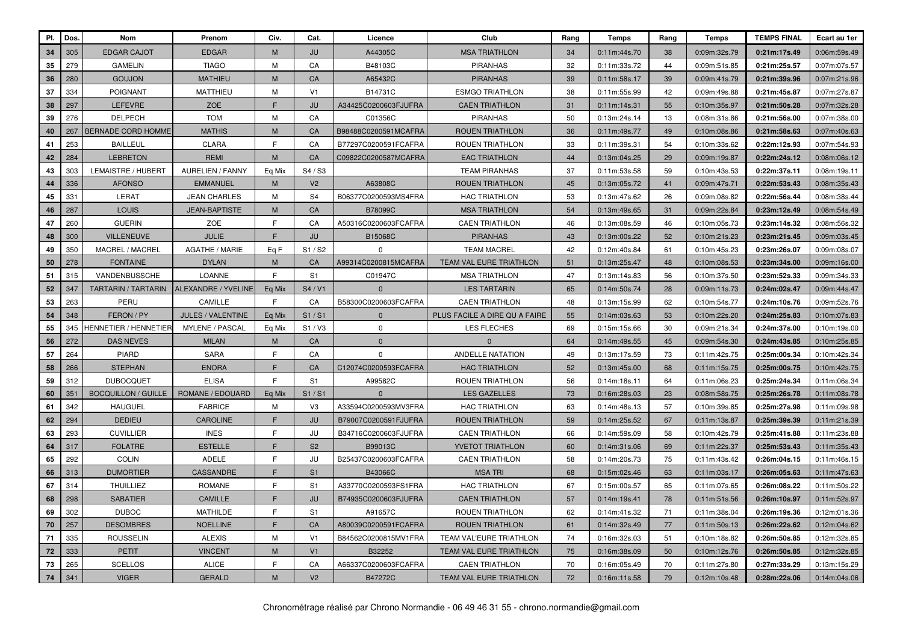| Pl. | Dos. | Nom | Prenom | Civ. | Cat. | Licence | Club | Rang | Temps | Rang | Temps | TEMPS FINAL | Ecart au 1er |
|---|---|---|---|---|---|---|---|---|---|---|---|---|---|
| **34** | 305 | EDGAR CAJOT | EDGAR | M | JU | A44305C | MSA TRIATHLON | 34 | 0:11m:44s.70 | 38 | 0:09m:32s.79 | **0:21m:17s.49** | 0:06m:59s.49 |
| **35** | 279 | GAMELIN | TIAGO | M | CA | B48103C | PIRANHAS | 32 | 0:11m:33s.72 | 44 | 0:09m:51s.85 | **0:21m:25s.57** | 0:07m:07s.57 |
| **36** | 280 | GOUJON | MATHIEU | M | CA | A65432C | PIRANHAS | 39 | 0:11m:58s.17 | 39 | 0:09m:41s.79 | **0:21m:39s.96** | 0:07m:21s.96 |
| **37** | 334 | POIGNANT | MATTHIEU | M | V1 | B14731C | ESMGO TRIATHLON | 38 | 0:11m:55s.99 | 42 | 0:09m:49s.88 | **0:21m:45s.87** | 0:07m:27s.87 |
| **38** | 297 | LEFEVRE | ZOE | F | JU | A34425C0200603FJUFRA | CAEN TRIATHLON | 31 | 0:11m:14s.31 | 55 | 0:10m:35s.97 | **0:21m:50s.28** | 0:07m:32s.28 |
| **39** | 276 | DELPECH | TOM | M | CA | C01356C | PIRANHAS | 50 | 0:13m:24s.14 | 13 | 0:08m:31s.86 | **0:21m:56s.00** | 0:07m:38s.00 |
| **40** | 267 | BERNADE CORD HOMME | MATHIS | M | CA | B98488C0200591MCAFRA | ROUEN TRIATHLON | 36 | 0:11m:49s.77 | 49 | 0:10m:08s.86 | **0:21m:58s.63** | 0:07m:40s.63 |
| **41** | 253 | BAILLEUL | CLARA | F | CA | B77297C0200591FCAFRA | ROUEN TRIATHLON | 33 | 0:11m:39s.31 | 54 | 0:10m:33s.62 | **0:22m:12s.93** | 0:07m:54s.93 |
| **42** | 284 | LEBRETON | REMI | M | CA | C09822C0200587MCAFRA | EAC TRIATHLON | 44 | 0:13m:04s.25 | 29 | 0:09m:19s.87 | **0:22m:24s.12** | 0:08m:06s.12 |
| **43** | 303 | LEMAISTRE / HUBERT | AURELIEN / FANNY | Eq Mix | S4 / S3 | | TEAM PIRANHAS | 37 | 0:11m:53s.58 | 59 | 0:10m:43s.53 | **0:22m:37s.11** | 0:08m:19s.11 |
| **44** | 336 | AFONSO | EMMANUEL | M | V2 | A63808C | ROUEN TRIATHLON | 45 | 0:13m:05s.72 | 41 | 0:09m:47s.71 | **0:22m:53s.43** | 0:08m:35s.43 |
| **45** | 331 | LERAT | JEAN CHARLES | M | S4 | B06377C0200593MS4FRA | HAC TRIATHLON | 53 | 0:13m:47s.62 | 26 | 0:09m:08s.82 | **0:22m:56s.44** | 0:08m:38s.44 |
| **46** | 287 | LOUIS | JEAN-BAPTISTE | M | CA | B78099C | MSA TRIATHLON | 54 | 0:13m:49s.65 | 31 | 0:09m:22s.84 | **0:23m:12s.49** | 0:08m:54s.49 |
| **47** | 260 | GUERIN | ZOE | F | CA | A50316C0200603FCAFRA | CAEN TRIATHLON | 46 | 0:13m:08s.59 | 46 | 0:10m:05s.73 | **0:23m:14s.32** | 0:08m:56s.32 |
| **48** | 300 | VILLENEUVE | JULIE | F | JU | B15068C | PIRANHAS | 43 | 0:13m:00s.22 | 52 | 0:10m:21s.23 | **0:23m:21s.45** | 0:09m:03s.45 |
| **49** | 350 | MACREL / MACREL | AGATHE / MARIE | Eq F | S1 / S2 | 0 | TEAM MACREL | 42 | 0:12m:40s.84 | 61 | 0:10m:45s.23 | **0:23m:26s.07** | 0:09m:08s.07 |
| **50** | 278 | FONTAINE | DYLAN | M | CA | A99314C0200815MCAFRA | TEAM VAL EURE TRIATHLON | 51 | 0:13m:25s.47 | 48 | 0:10m:08s.53 | **0:23m:34s.00** | 0:09m:16s.00 |
| **51** | 315 | VANDENBUSSCHE | LOANNE | F | S1 | C01947C | MSA TRIATHLON | 47 | 0:13m:14s.83 | 56 | 0:10m:37s.50 | **0:23m:52s.33** | 0:09m:34s.33 |
| **52** | 347 | TARTARIN / TARTARIN | ALEXANDRE / YVELINE | Eq Mix | S4 / V1 | 0 | LES TARTARIN | 65 | 0:14m:50s.74 | 28 | 0:09m:11s.73 | **0:24m:02s.47** | 0:09m:44s.47 |
| **53** | 263 | PERU | CAMILLE | F | CA | B58300C0200603FCAFRA | CAEN TRIATHLON | 48 | 0:13m:15s.99 | 62 | 0:10m:54s.77 | **0:24m:10s.76** | 0:09m:52s.76 |
| **54** | 348 | FERON / PY | JULES / VALENTINE | Eq Mix | S1 / S1 | 0 | PLUS FACILE A DIRE QU A FAIRE | 55 | 0:14m:03s.63 | 53 | 0:10m:22s.20 | **0:24m:25s.83** | 0:10m:07s.83 |
| **55** | 345 | HENNETIER / HENNETIER | MYLENE / PASCAL | Eq Mix | S1 / V3 | 0 | LES FLECHES | 69 | 0:15m:15s.66 | 30 | 0:09m:21s.34 | **0:24m:37s.00** | 0:10m:19s.00 |
| **56** | 272 | DAS NEVES | MILAN | M | CA | 0 | 0 | 64 | 0:14m:49s.55 | 45 | 0:09m:54s.30 | **0:24m:43s.85** | 0:10m:25s.85 |
| **57** | 264 | PIARD | SARA | F | CA | 0 | ANDELLE NATATION | 49 | 0:13m:17s.59 | 73 | 0:11m:42s.75 | **0:25m:00s.34** | 0:10m:42s.34 |
| **58** | 266 | STEPHAN | ENORA | F | CA | C12074C0200593FCAFRA | HAC TRIATHLON | 52 | 0:13m:45s.00 | 68 | 0:11m:15s.75 | **0:25m:00s.75** | 0:10m:42s.75 |
| **59** | 312 | DUBOCQUET | ELISA | F | S1 | A99582C | ROUEN TRIATHLON | 56 | 0:14m:18s.11 | 64 | 0:11m:06s.23 | **0:25m:24s.34** | 0:11m:06s.34 |
| **60** | 351 | BOCQUILLON / GUILLE | ROMANE / EDOUARD | Eq Mix | S1 / S1 | 0 | LES GAZELLES | 73 | 0:16m:28s.03 | 23 | 0:08m:58s.75 | **0:25m:26s.78** | 0:11m:08s.78 |
| **61** | 342 | HAUGUEL | FABRICE | M | V3 | A33594C0200593MV3FRA | HAC TRIATHLON | 63 | 0:14m:48s.13 | 57 | 0:10m:39s.85 | **0:25m:27s.98** | 0:11m:09s.98 |
| **62** | 294 | DEDIEU | CAROLINE | F | JU | B79007C0200591FJUFRA | ROUEN TRIATHLON | 59 | 0:14m:25s.52 | 67 | 0:11m:13s.87 | **0:25m:39s.39** | 0:11m:21s.39 |
| **63** | 293 | CUVILLIER | INES | F | JU | B34716C0200603FJUFRA | CAEN TRIATHLON | 66 | 0:14m:59s.09 | 58 | 0:10m:42s.79 | **0:25m:41s.88** | 0:11m:23s.88 |
| **64** | 317 | FOLATRE | ESTELLE | F | S2 | B99013C | YVETOT TRIATHLON | 60 | 0:14m:31s.06 | 69 | 0:11m:22s.37 | **0:25m:53s.43** | 0:11m:35s.43 |
| **65** | 292 | COLIN | ADELE | F | JU | B25437C0200603FCAFRA | CAEN TRIATHLON | 58 | 0:14m:20s.73 | 75 | 0:11m:43s.42 | **0:26m:04s.15** | 0:11m:46s.15 |
| **66** | 313 | DUMORTIER | CASSANDRE | F | S1 | B43066C | MSA TRI | 68 | 0:15m:02s.46 | 63 | 0:11m:03s.17 | **0:26m:05s.63** | 0:11m:47s.63 |
| **67** | 314 | THUILLIEZ | ROMANE | F | S1 | A33770C0200593FS1FRA | HAC TRIATHLON | 67 | 0:15m:00s.57 | 65 | 0:11m:07s.65 | **0:26m:08s.22** | 0:11m:50s.22 |
| **68** | 298 | SABATIER | CAMILLE | F | JU | B74935C0200603FJUFRA | CAEN TRIATHLON | 57 | 0:14m:19s.41 | 78 | 0:11m:51s.56 | **0:26m:10s.97** | 0:11m:52s.97 |
| **69** | 302 | DUBOC | MATHILDE | F | S1 | A91657C | ROUEN TRIATHLON | 62 | 0:14m:41s.32 | 71 | 0:11m:38s.04 | **0:26m:19s.36** | 0:12m:01s.36 |
| **70** | 257 | DESOMBRES | NOELLINE | F | CA | A80039C0200591FCAFRA | ROUEN TRIATHLON | 61 | 0:14m:32s.49 | 77 | 0:11m:50s.13 | **0:26m:22s.62** | 0:12m:04s.62 |
| **71** | 335 | ROUSSELIN | ALEXIS | M | V1 | B84562C0200815MV1FRA | TEAM VAL'EURE TRIATHLON | 74 | 0:16m:32s.03 | 51 | 0:10m:18s.82 | **0:26m:50s.85** | 0:12m:32s.85 |
| **72** | 333 | PETIT | VINCENT | M | V1 | B32252 | TEAM VAL EURE TRIATHLON | 75 | 0:16m:38s.09 | 50 | 0:10m:12s.76 | **0:26m:50s.85** | 0:12m:32s.85 |
| **73** | 265 | SCELLOS | ALICE | F | CA | A66337C0200603FCAFRA | CAEN TRIATHLON | 70 | 0:16m:05s.49 | 70 | 0:11m:27s.80 | **0:27m:33s.29** | 0:13m:15s.29 |
| **74** | 341 | VIGER | GERALD | M | V2 | B47272C | TEAM VAL EURE TRIATHLON | 72 | 0:16m:11s.58 | 79 | 0:12m:10s.48 | **0:28m:22s.06** | 0:14m:04s.06 |

Chronométrage réalisé par Chrono Normandie - 06 49 46 31 55 - chrono.normandie@gmail.com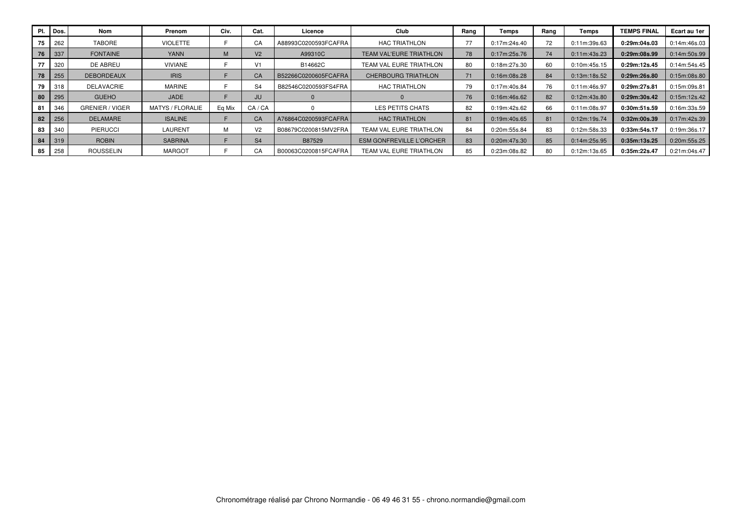| Pl. | Dos. | Nom | Prenom | Civ. | Cat. | Licence | Club | Rang | Temps | Rang | Temps | TEMPS FINAL | Ecart au 1er |
|---|---|---|---|---|---|---|---|---|---|---|---|---|---|
| 75 | 262 | TABORE | VIOLETTE | F | CA | A88993C0200593FCAFRA | HAC TRIATHLON | 77 | 0:17m:24s.40 | 72 | 0:11m:39s.63 | **0:29m:04s.03** | 0:14m:46s.03 |
| 76 | 337 | FONTAINE | YANN | M | V2 | A99310C | TEAM VAL'EURE TRIATHLON | 78 | 0:17m:25s.76 | 74 | 0:11m:43s.23 | **0:29m:08s.99** | 0:14m:50s.99 |
| 77 | 320 | DE ABREU | VIVIANE | F | V1 | B14662C | TEAM VAL EURE TRIATHLON | 80 | 0:18m:27s.30 | 60 | 0:10m:45s.15 | **0:29m:12s.45** | 0:14m:54s.45 |
| 78 | 255 | DEBORDEAUX | IRIS | F | CA | B52266C0200605FCAFRA | CHERBOURG TRIATHLON | 71 | 0:16m:08s.28 | 84 | 0:13m:18s.52 | **0:29m:26s.80** | 0:15m:08s.80 |
| 79 | 318 | DELAVACRIE | MARINE | F | S4 | B82546C0200593FS4FRA | HAC TRIATHLON | 79 | 0:17m:40s.84 | 76 | 0:11m:46s.97 | **0:29m:27s.81** | 0:15m:09s.81 |
| 80 | 295 | GUEHO | JADE | F | JU | 0 | 0 | 76 | 0:16m:46s.62 | 82 | 0:12m:43s.80 | **0:29m:30s.42** | 0:15m:12s.42 |
| 81 | 346 | GRENIER / VIGER | MATYS / FLORALIE | Eq Mix | CA / CA | 0 | LES PETITS CHATS | 82 | 0:19m:42s.62 | 66 | 0:11m:08s.97 | **0:30m:51s.59** | 0:16m:33s.59 |
| 82 | 256 | DELAMARE | ISALINE | F | CA | A76864C0200593FCAFRA | HAC TRIATHLON | 81 | 0:19m:40s.65 | 81 | 0:12m:19s.74 | **0:32m:00s.39** | 0:17m:42s.39 |
| 83 | 340 | PIERUCCI | LAURENT | M | V2 | B08679C0200815MV2FRA | TEAM VAL EURE TRIATHLON | 84 | 0:20m:55s.84 | 83 | 0:12m:58s.33 | **0:33m:54s.17** | 0:19m:36s.17 |
| 84 | 319 | ROBIN | SABRINA | F | S4 | B87529 | ESM GONFREVILLE L'ORCHER | 83 | 0:20m:47s.30 | 85 | 0:14m:25s.95 | **0:35m:13s.25** | 0:20m:55s.25 |
| 85 | 258 | ROUSSELIN | MARGOT | F | CA | B00063C0200815FCAFRA | TEAM VAL EURE TRIATHLON | 85 | 0:23m:08s.82 | 80 | 0:12m:13s.65 | **0:35m:22s.47** | 0:21m:04s.47 |

Chronométrage réalisé par Chrono Normandie - 06 49 46 31 55 - chrono.normandie@gmail.com